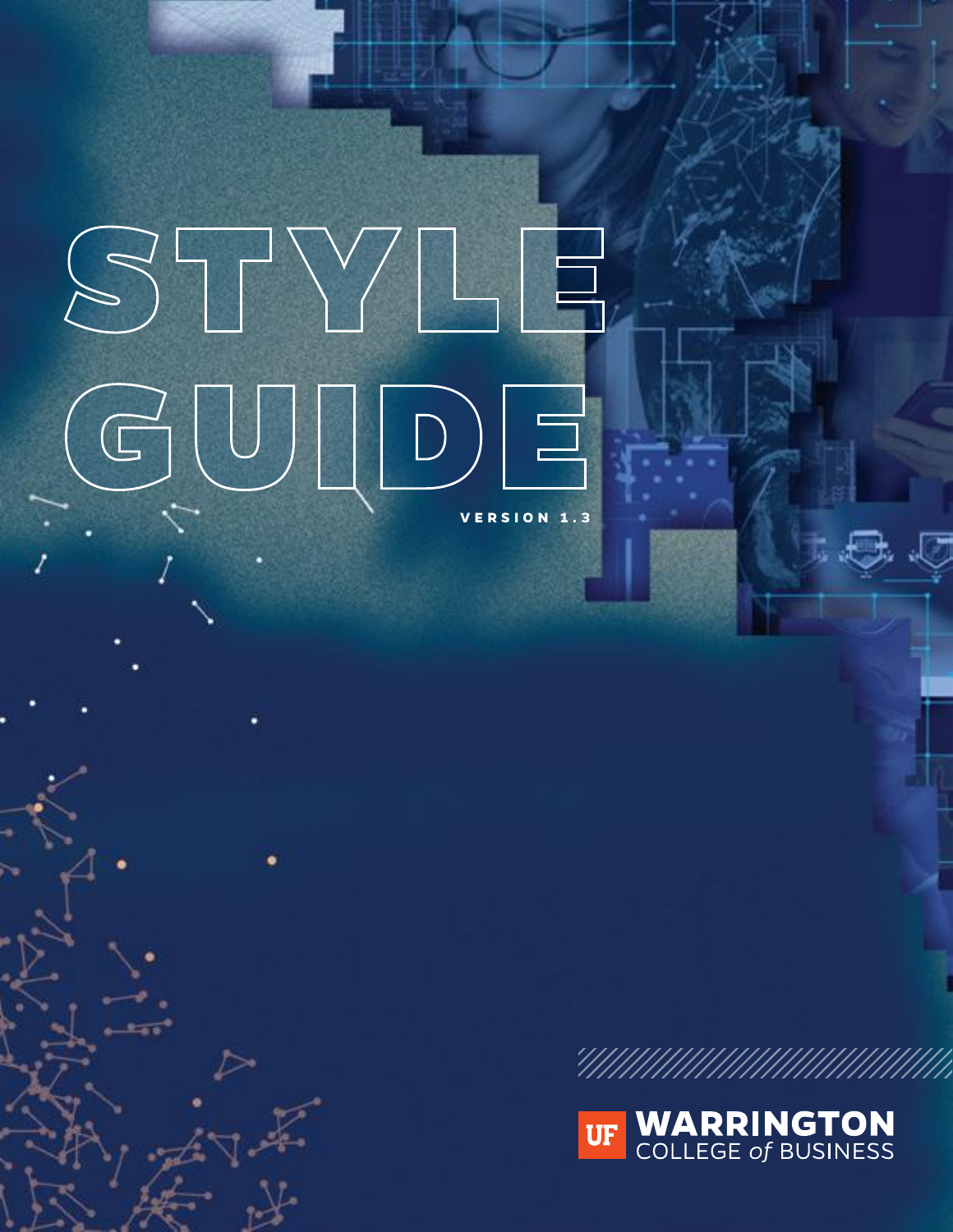# STYLE GUIDE

VERSION 1.3

UF WARRINGTON COLLEGE *of* BUSINESS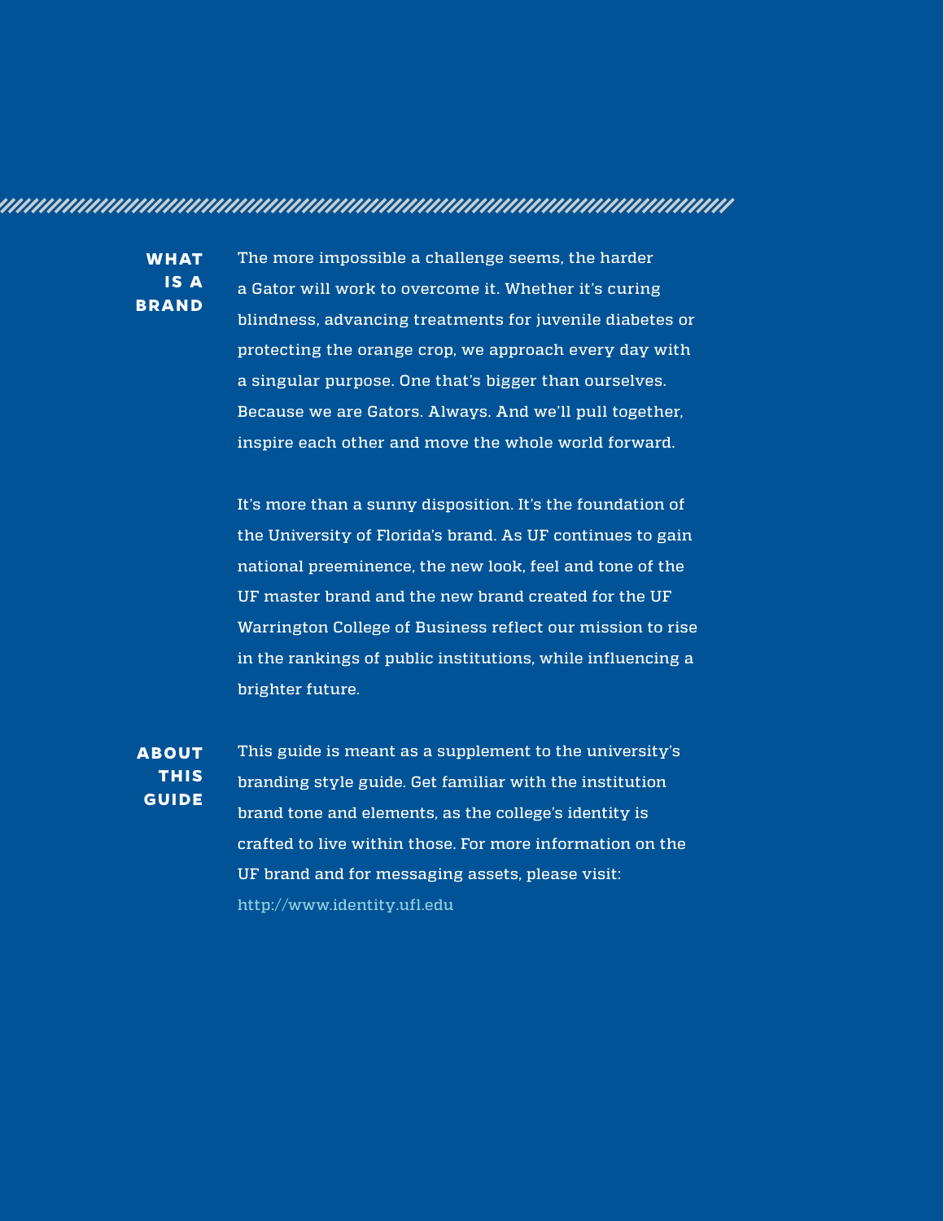## WHAT IS A BRAND

The more impossible a challenge seems, the harder a Gator will work to overcome it. Whether it's curing blindness, advancing treatments for juvenile diabetes or protecting the orange crop, we approach every day with a singular purpose. One that's bigger than ourselves. Because we are Gators. Always. And we'll pull together, inspire each other and move the whole world forward.

It's more than a sunny disposition. It's the foundation of the University of Florida's brand. As UF continues to gain national preeminence, the new look, feel and tone of the UF master brand and the new brand created for the UF Warrington College of Business reflect our mission to rise in the rankings of public institutions, while influencing a brighter future.

## ABOUT THIS GUIDE

This guide is meant as a supplement to the university's branding style guide. Get familiar with the institution brand tone and elements, as the college's identity is crafted to live within those. For more information on the UF brand and for messaging assets, please visit: http://www.identity.ufl.edu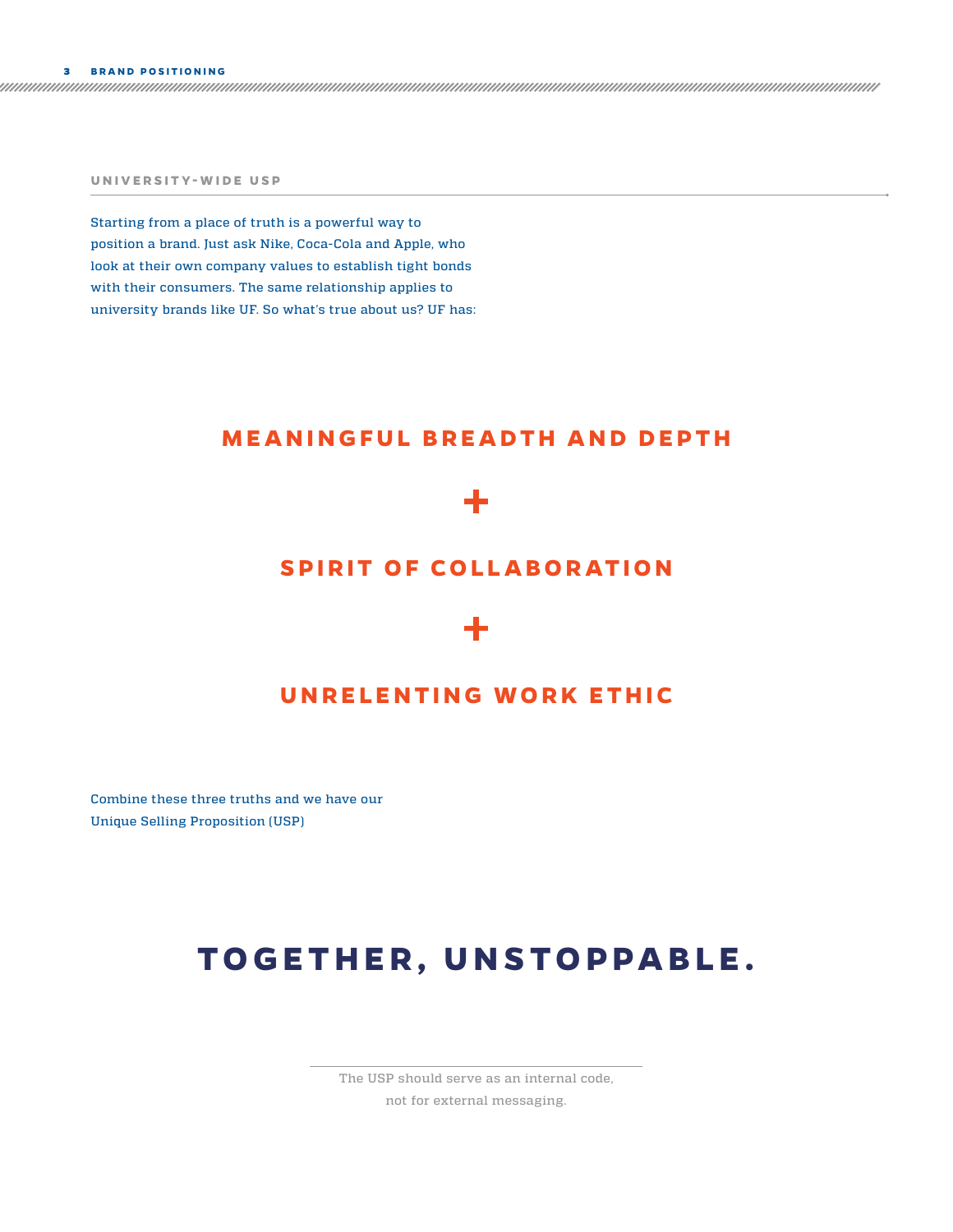## UNIVERSITY-WIDE USP

Starting from a place of truth is a powerful way to position a brand. Just ask Nike, Coca-Cola and Apple, who look at their own company values to establish tight bonds with their consumers. The same relationship applies to university brands like UF. So what's true about us? UF has:

**MEANINGFUL BREADTH AND DEPTH**

**+**

**SPIRIT OF COLLABORATION**

**+**

**UNRELENTING WORK ETHIC**

Combine these three truths and we have our Unique Selling Proposition (USP)

# TOGETHER, UNSTOPPABLE.

The USP should serve as an internal code, not for external messaging.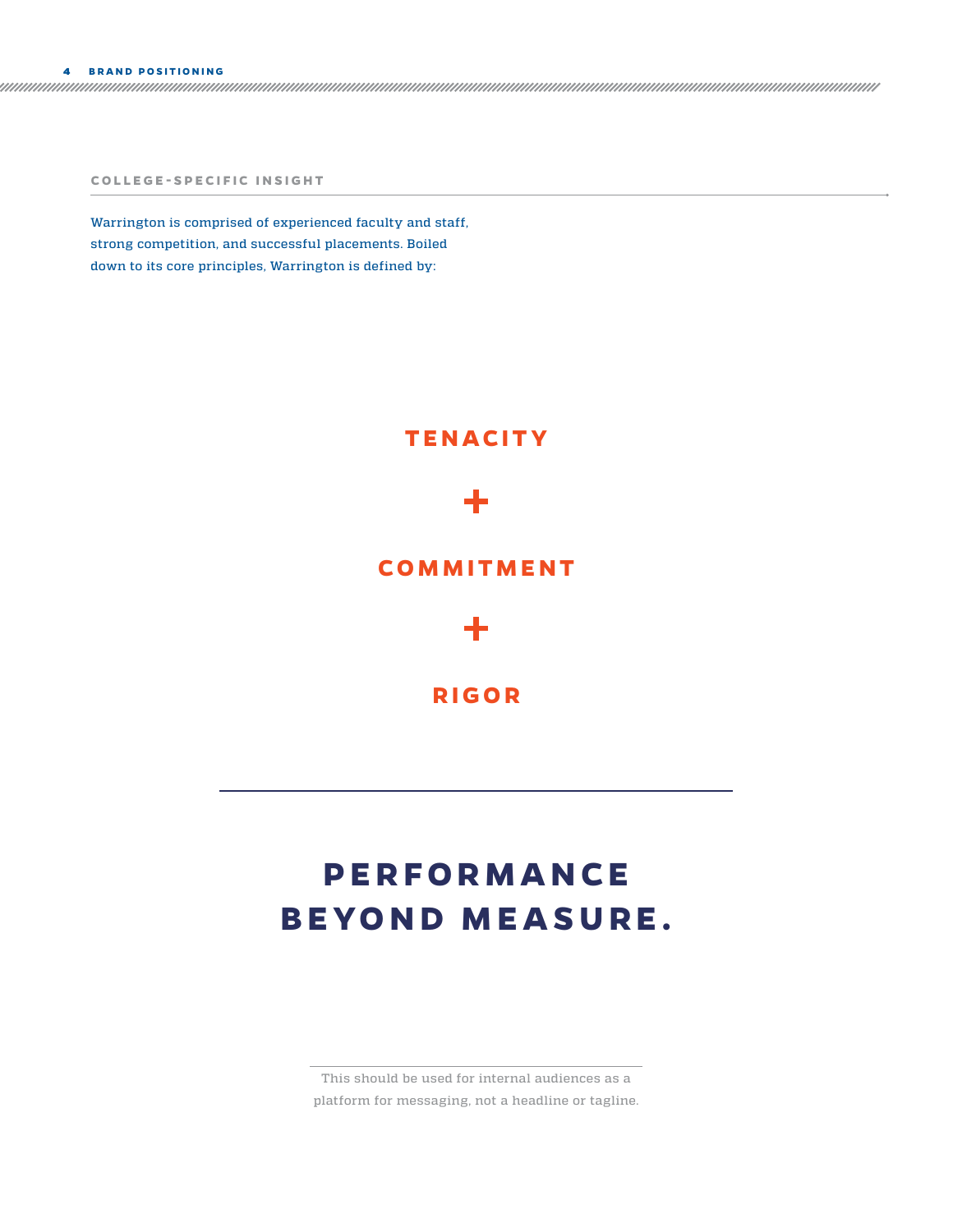## COLLEGE-SPECIFIC INSIGHT

Warrington is comprised of experienced faculty and staff, strong competition, and successful placements. Boiled down to its core principles, Warrington is defined by:

**TENACITY**

**+**

**COMMITMENT**

**+**

**RIGOR**

# PERFORMANCE BEYOND MEASURE.

This should be used for internal audiences as a platform for messaging, not a headline or tagline.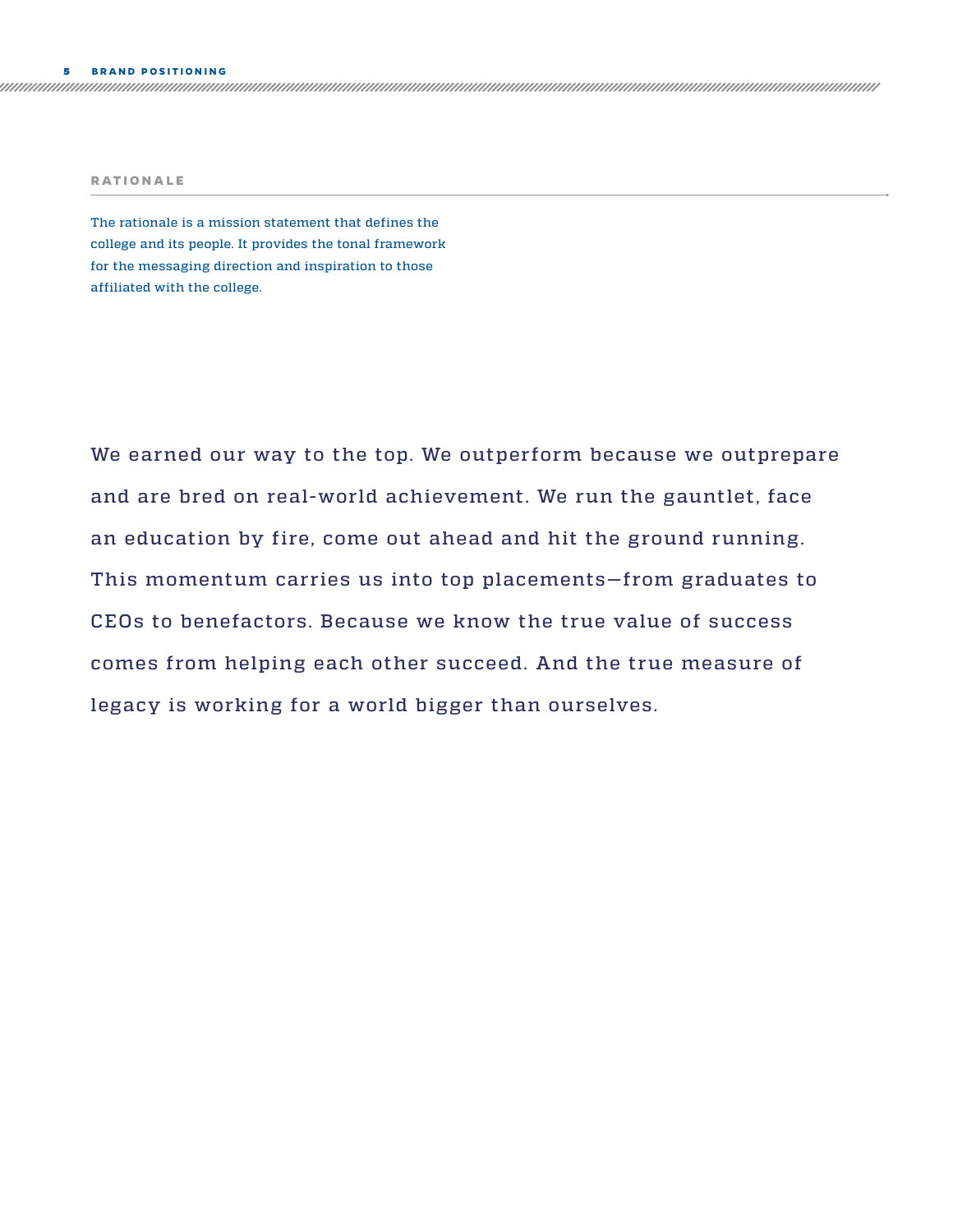## RATIONALE

The rationale is a mission statement that defines the college and its people. It provides the tonal framework for the messaging direction and inspiration to those affiliated with the college.

We earned our way to the top. We outperform because we outprepare and are bred on real-world achievement. We run the gauntlet, face an education by fire, come out ahead and hit the ground running. This momentum carries us into top placements—from graduates to CEOs to benefactors. Because we know the true value of success comes from helping each other succeed. And the true measure of legacy is working for a world bigger than ourselves.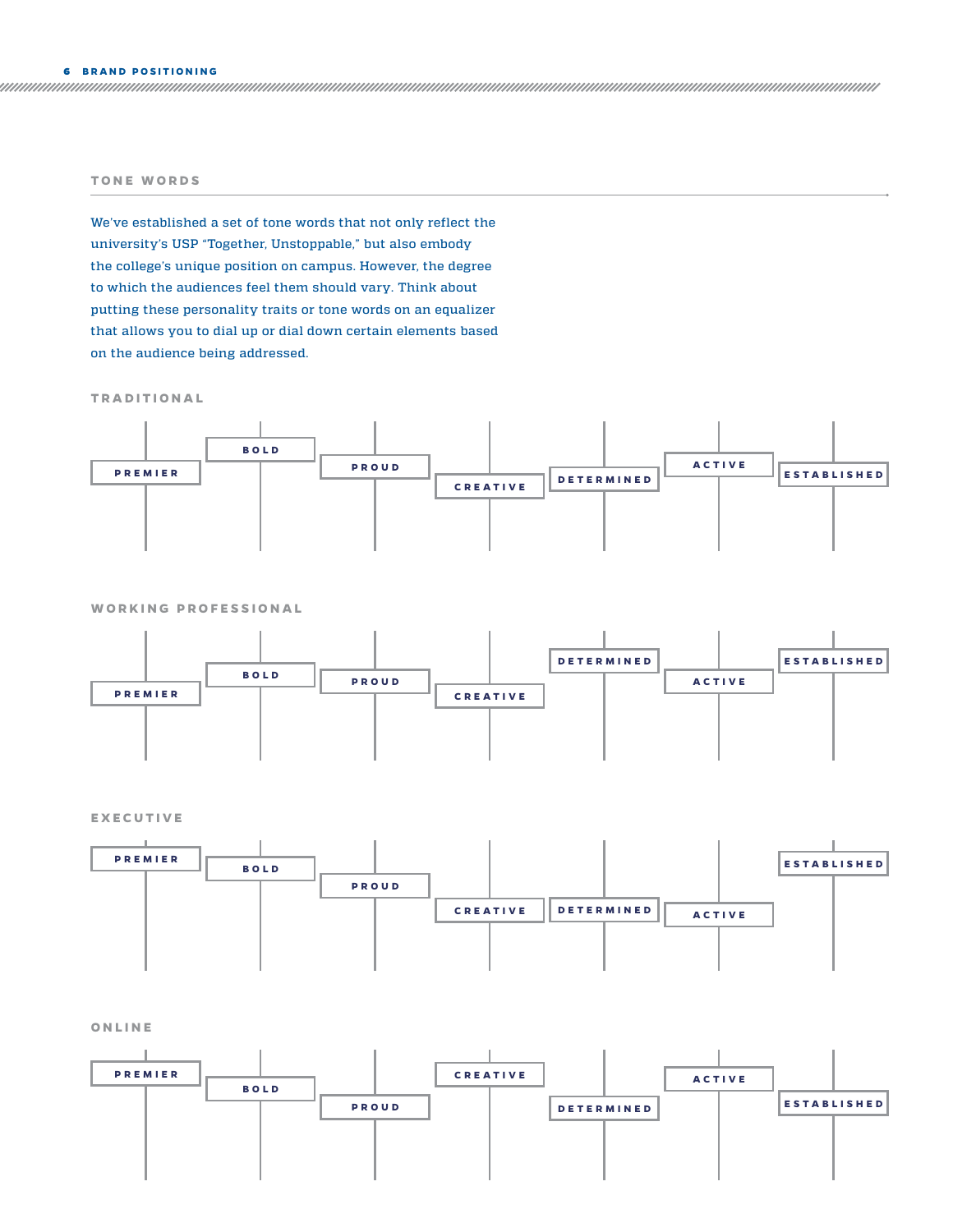## TONE WORDS

We've established a set of tone words that not only reflect the university's USP "Together, Unstoppable," but also embody the college's unique position on campus. However, the degree to which the audiences feel them should vary. Think about putting these personality traits or tone words on an equalizer that allows you to dial up or dial down certain elements based on the audience being addressed.

### TRADITIONAL

PREMIER
BOLD
PROUD
CREATIVE
DETERMINED
ACTIVE
ESTABLISHED

### WORKING PROFESSIONAL

PREMIER
BOLD
PROUD
CREATIVE
DETERMINED
ACTIVE
ESTABLISHED

### EXECUTIVE

PREMIER
BOLD
PROUD
CREATIVE
DETERMINED
ACTIVE
ESTABLISHED

### ONLINE

PREMIER
BOLD
PROUD
CREATIVE
DETERMINED
ACTIVE
ESTABLISHED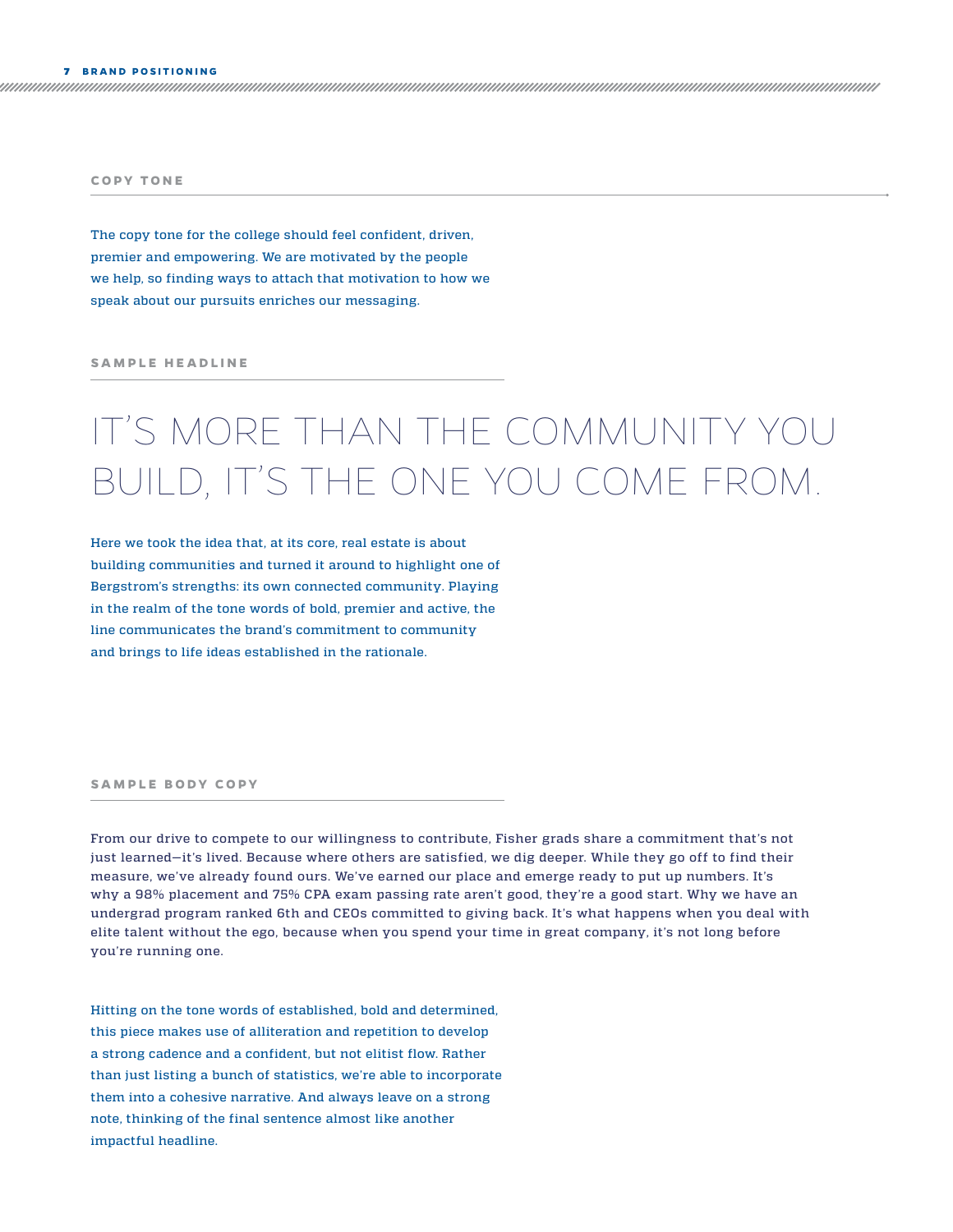## COPY TONE

The copy tone for the college should feel confident, driven, premier and empowering. We are motivated by the people we help, so finding ways to attach that motivation to how we speak about our pursuits enriches our messaging.

### SAMPLE HEADLINE

# IT'S MORE THAN THE COMMUNITY YOU BUILD, IT'S THE ONE YOU COME FROM.

Here we took the idea that, at its core, real estate is about building communities and turned it around to highlight one of Bergstrom's strengths: its own connected community. Playing in the realm of the tone words of bold, premier and active, the line communicates the brand's commitment to community and brings to life ideas established in the rationale.

### SAMPLE BODY COPY

From our drive to compete to our willingness to contribute, Fisher grads share a commitment that's not just learned—it's lived. Because where others are satisfied, we dig deeper. While they go off to find their measure, we've already found ours. We've earned our place and emerge ready to put up numbers. It's why a 98% placement and 75% CPA exam passing rate aren't good, they're a good start. Why we have an undergrad program ranked 6th and CEOs committed to giving back. It's what happens when you deal with elite talent without the ego, because when you spend your time in great company, it's not long before you're running one.

Hitting on the tone words of established, bold and determined, this piece makes use of alliteration and repetition to develop a strong cadence and a confident, but not elitist flow. Rather than just listing a bunch of statistics, we're able to incorporate them into a cohesive narrative. And always leave on a strong note, thinking of the final sentence almost like another impactful headline.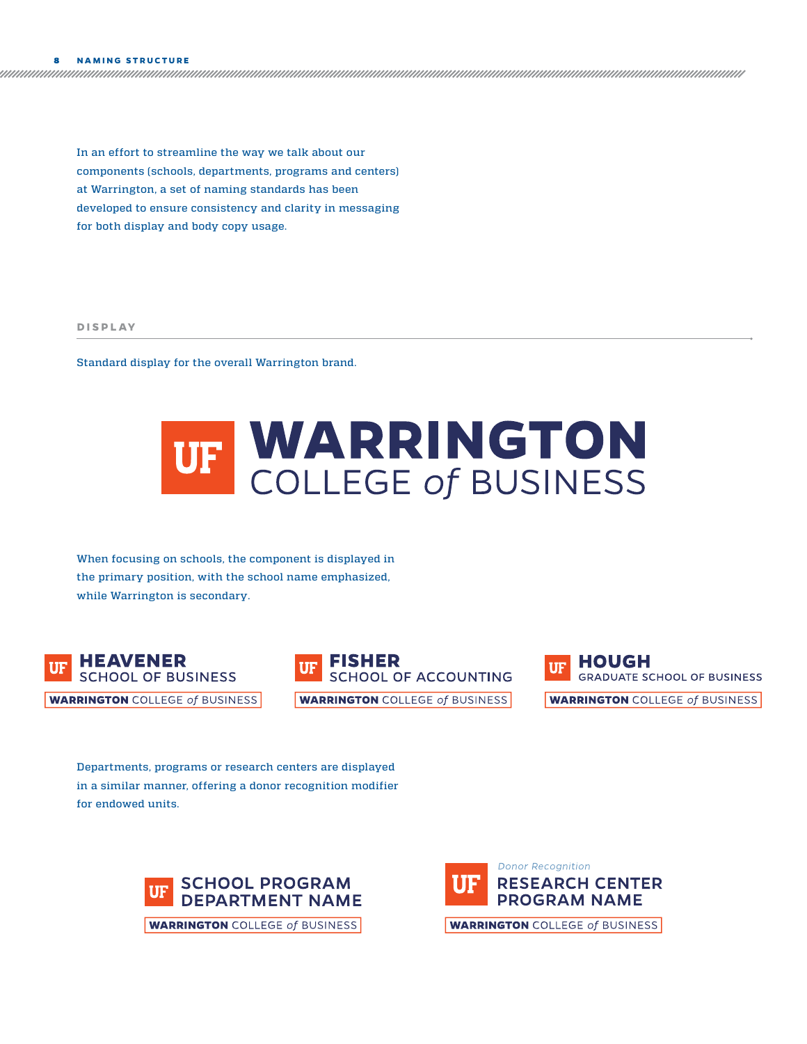In an effort to streamline the way we talk about our components (schools, departments, programs and centers) at Warrington, a set of naming standards has been developed to ensure consistency and clarity in messaging for both display and body copy usage.

## DISPLAY

Standard display for the overall Warrington brand.

UF **WARRINGTON**
COLLEGE *of* BUSINESS

When focusing on schools, the component is displayed in the primary position, with the school name emphasized, while Warrington is secondary.

UF **HEAVENER**
SCHOOL OF BUSINESS
**WARRINGTON** COLLEGE *of* BUSINESS

UF **FISHER**
SCHOOL OF ACCOUNTING
**WARRINGTON** COLLEGE *of* BUSINESS

UF **HOUGH**
GRADUATE SCHOOL OF BUSINESS
**WARRINGTON** COLLEGE *of* BUSINESS

Departments, programs or research centers are displayed in a similar manner, offering a donor recognition modifier for endowed units.

UF SCHOOL PROGRAM
DEPARTMENT NAME
**WARRINGTON** COLLEGE *of* BUSINESS

UF *Donor Recognition*
RESEARCH CENTER
PROGRAM NAME
**WARRINGTON** COLLEGE *of* BUSINESS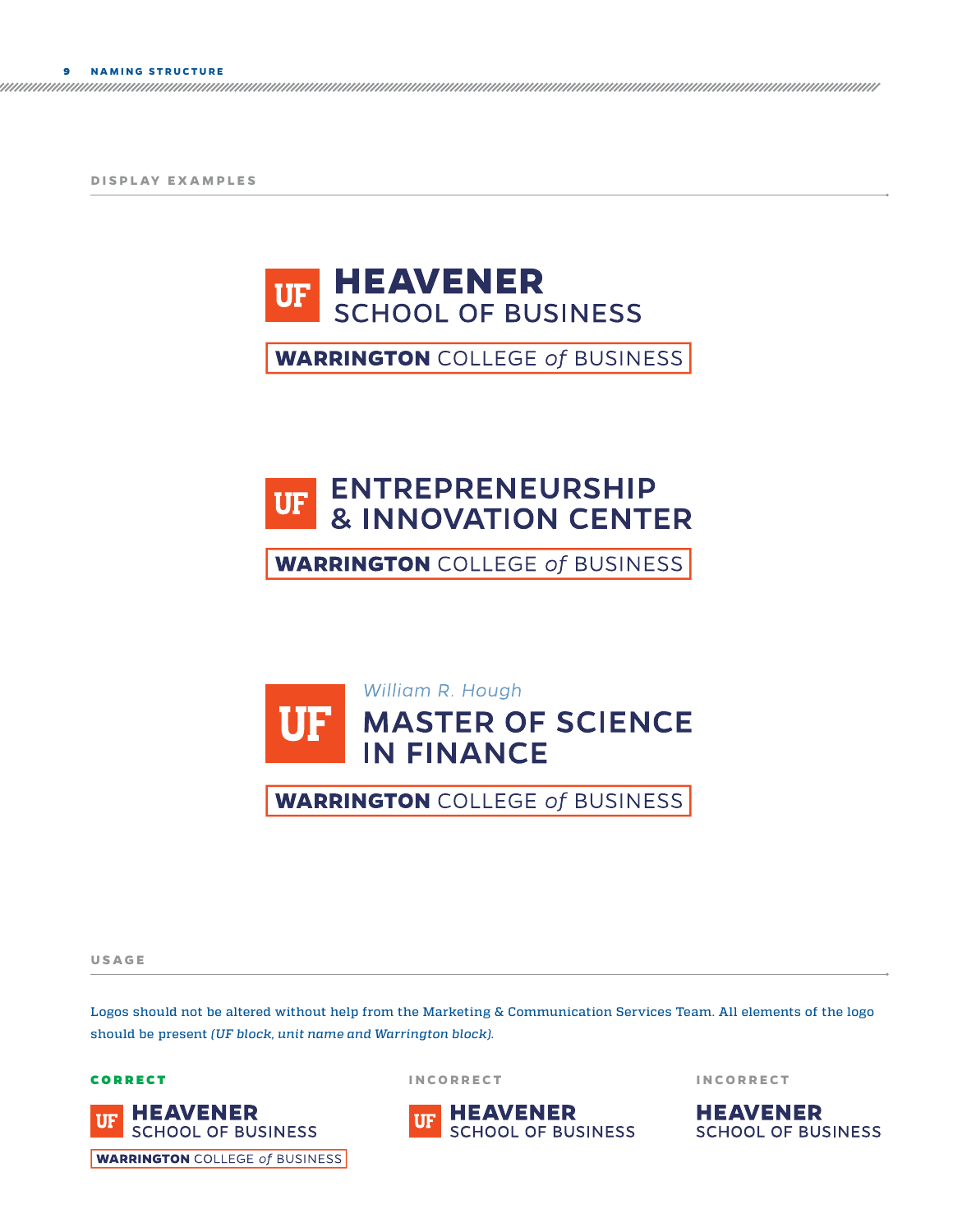## NAMING STRUCTURE

### DISPLAY EXAMPLES

UF **HEAVENER**
SCHOOL OF BUSINESS

**WARRINGTON** COLLEGE *of* BUSINESS

UF ENTREPRENEURSHIP
& INNOVATION CENTER

**WARRINGTON** COLLEGE *of* BUSINESS

UF *William R. Hough*
MASTER OF SCIENCE
IN FINANCE

**WARRINGTON** COLLEGE *of* BUSINESS

### USAGE

Logos should not be altered without help from the Marketing & Communication Services Team. All elements of the logo should be present *(UF block, unit name and Warrington block).*

**CORRECT**

UF **HEAVENER**
SCHOOL OF BUSINESS

**WARRINGTON** COLLEGE *of* BUSINESS

**INCORRECT**

UF **HEAVENER**
SCHOOL OF BUSINESS

**INCORRECT**

**HEAVENER**
SCHOOL OF BUSINESS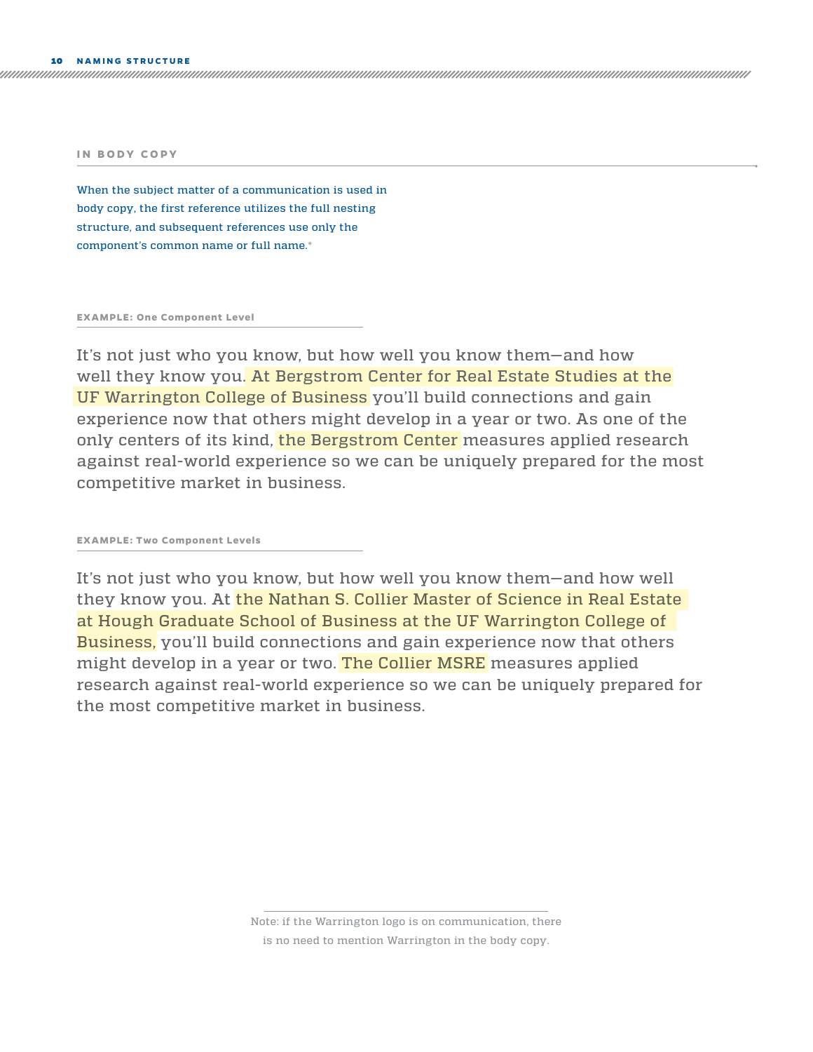## IN BODY COPY

When the subject matter of a communication is used in body copy, the first reference utilizes the full nesting structure, and subsequent references use only the component's common name or full name.*

**EXAMPLE: One Component Level**

It's not just who you know, but how well you know them—and how well they know you. At Bergstrom Center for Real Estate Studies at the UF Warrington College of Business you'll build connections and gain experience now that others might develop in a year or two. As one of the only centers of its kind, the Bergstrom Center measures applied research against real-world experience so we can be uniquely prepared for the most competitive market in business.

**EXAMPLE: Two Component Levels**

It's not just who you know, but how well you know them—and how well they know you. At the Nathan S. Collier Master of Science in Real Estate at Hough Graduate School of Business at the UF Warrington College of Business, you'll build connections and gain experience now that others might develop in a year or two. The Collier MSRE measures applied research against real-world experience so we can be uniquely prepared for the most competitive market in business.

Note: if the Warrington logo is on communication, there is no need to mention Warrington in the body copy.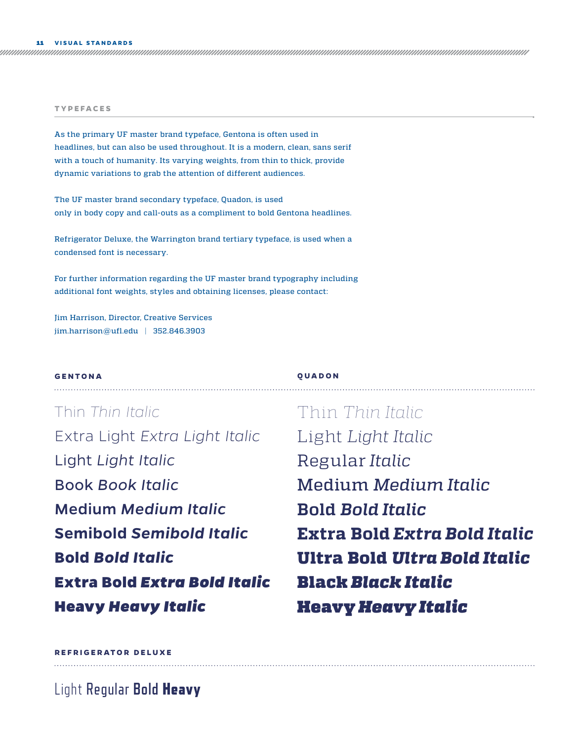## TYPEFACES

As the primary UF master brand typeface, Gentona is often used in headlines, but can also be used throughout. It is a modern, clean, sans serif with a touch of humanity. Its varying weights, from thin to thick, provide dynamic variations to grab the attention of different audiences.

The UF master brand secondary typeface, Quadon, is used only in body copy and call-outs as a compliment to bold Gentona headlines.

Refrigerator Deluxe, the Warrington brand tertiary typeface, is used when a condensed font is necessary.

For further information regarding the UF master brand typography including additional font weights, styles and obtaining licenses, please contact:

Jim Harrison, Director, Creative Services
jim.harrison@ufl.edu | 352.846.3903

### GENTONA

Thin *Thin Italic*
Extra Light *Extra Light Italic*
Light *Light Italic*
Book *Book Italic*
**Medium** ***Medium Italic***
**Semibold** ***Semibold Italic***
**Bold** ***Bold Italic***
**Extra Bold** ***Extra Bold Italic***
**Heavy** ***Heavy Italic***

### QUADON

Thin *Thin Italic*
Light *Light Italic*
Regular *Italic*
**Medium** ***Medium Italic***
**Bold** ***Bold Italic***
**Extra Bold** ***Extra Bold Italic***
**Ultra Bold** ***Ultra Bold Italic***
**Black** ***Black Italic***
**Heavy** ***Heavy Italic***

### REFRIGERATOR DELUXE

Light Regular **Bold** **Heavy**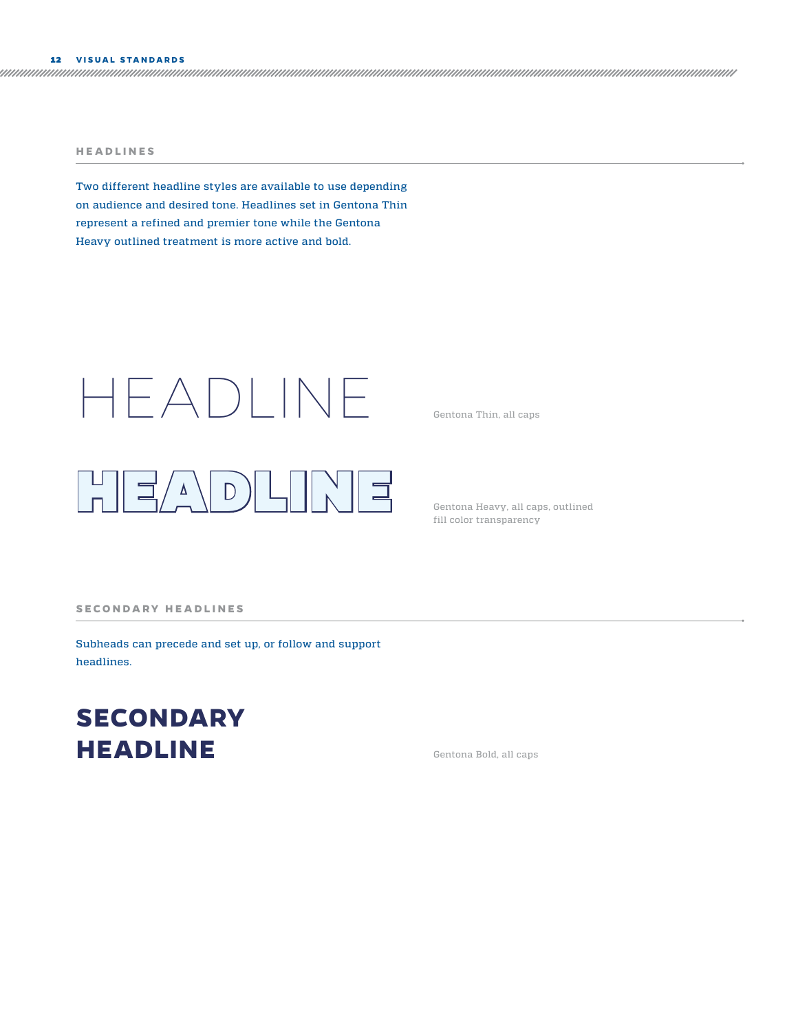## HEADLINES

Two different headline styles are available to use depending on audience and desired tone. Headlines set in Gentona Thin represent a refined and premier tone while the Gentona Heavy outlined treatment is more active and bold.

HEADLINE

Gentona Thin, all caps

HEADLINE

Gentona Heavy, all caps, outlined fill color transparency

## SECONDARY HEADLINES

Subheads can precede and set up, or follow and support headlines.

**SECONDARY HEADLINE**

Gentona Bold, all caps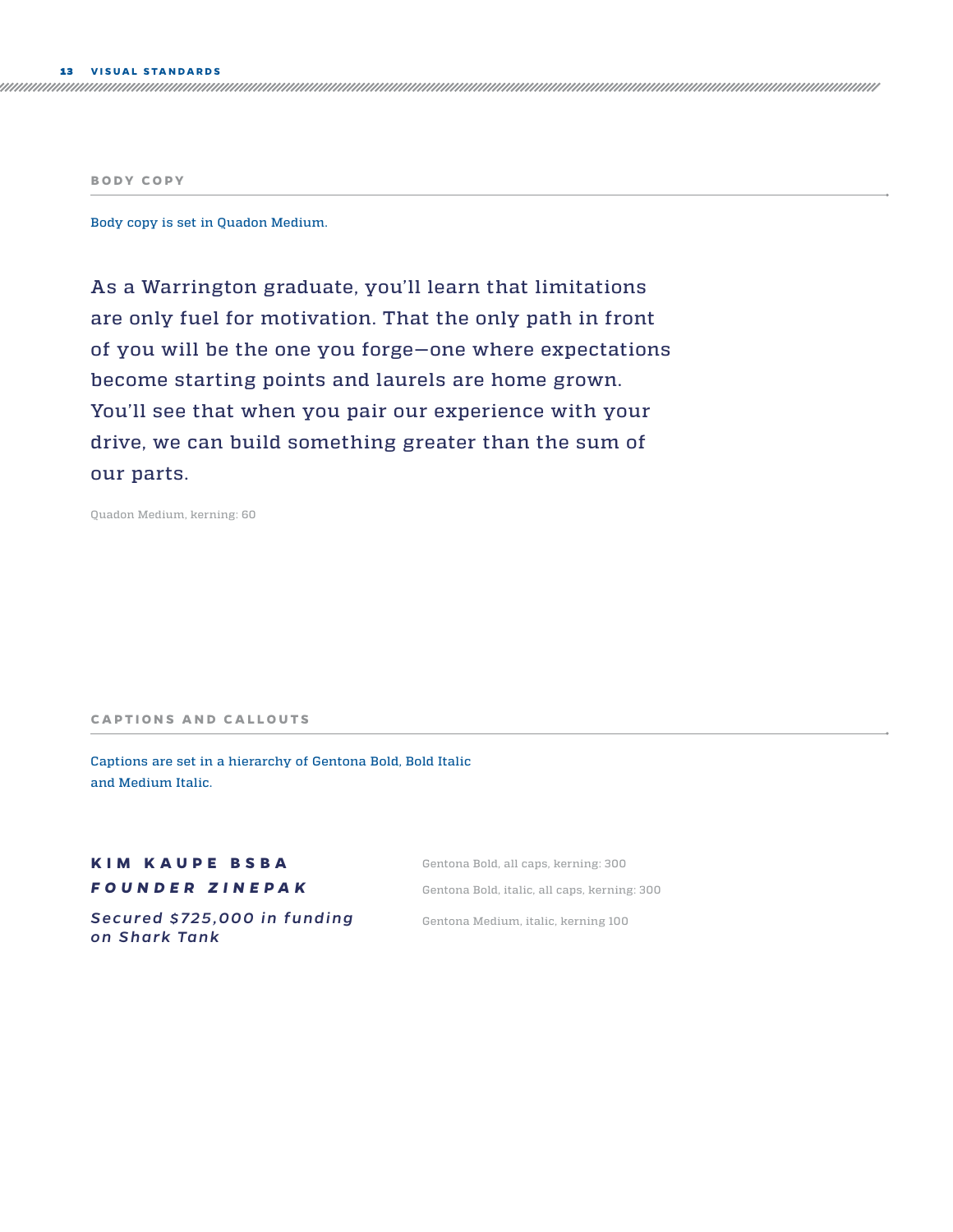## BODY COPY

Body copy is set in Quadon Medium.

As a Warrington graduate, you'll learn that limitations are only fuel for motivation. That the only path in front of you will be the one you forge—one where expectations become starting points and laurels are home grown. You'll see that when you pair our experience with your drive, we can build something greater than the sum of our parts.

Quadon Medium, kerning: 60

## CAPTIONS AND CALLOUTS

Captions are set in a hierarchy of Gentona Bold, Bold Italic and Medium Italic.

**KIM KAUPE BSBA** — Gentona Bold, all caps, kerning: 300

***FOUNDER ZINEPAK*** — Gentona Bold, italic, all caps, kerning: 300

*Secured $725,000 in funding on Shark Tank* — Gentona Medium, italic, kerning 100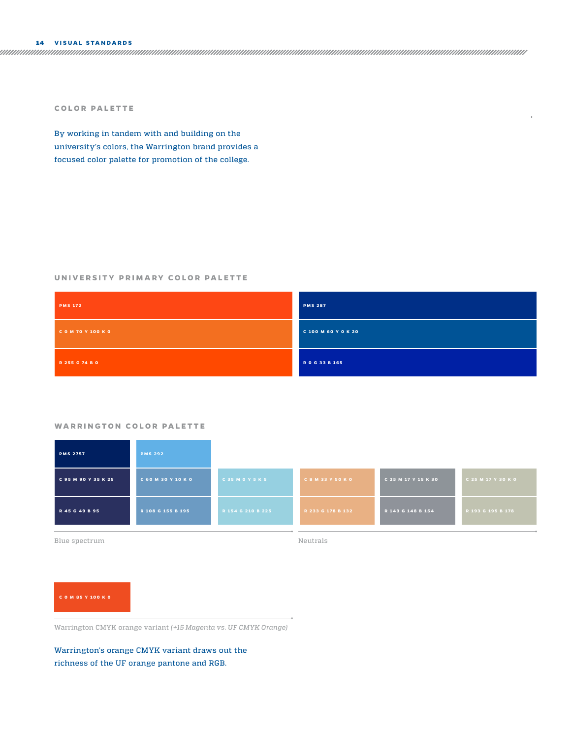## COLOR PALETTE

By working in tandem with and building on the university's colors, the Warrington brand provides a focused color palette for promotion of the college.

### UNIVERSITY PRIMARY COLOR PALETTE

PMS 172

C 0 M 70 Y 100 K 0

R 255 G 74 B 0

PMS 287

C 100 M 60 Y 0 K 20

R 0 G 33 B 165

### WARRINGTON COLOR PALETTE

PMS 2757

C 95 M 90 Y 35 K 25

R 45 G 49 B 95

PMS 292

C 60 M 30 Y 10 K 0

R 108 G 155 B 195

C 35 M 0 Y 5 K 5

R 154 G 210 B 225

Blue spectrum

C 8 M 33 Y 50 K 0

R 233 G 178 B 132

C 25 M 17 Y 15 K 30

R 143 G 148 B 154

C 25 M 17 Y 30 K 0

R 193 G 195 B 178

Neutrals

C 0 M 85 Y 100 K 0

Warrington CMYK orange variant *(+15 Magenta vs. UF CMYK Orange)*

Warrington's orange CMYK variant draws out the richness of the UF orange pantone and RGB.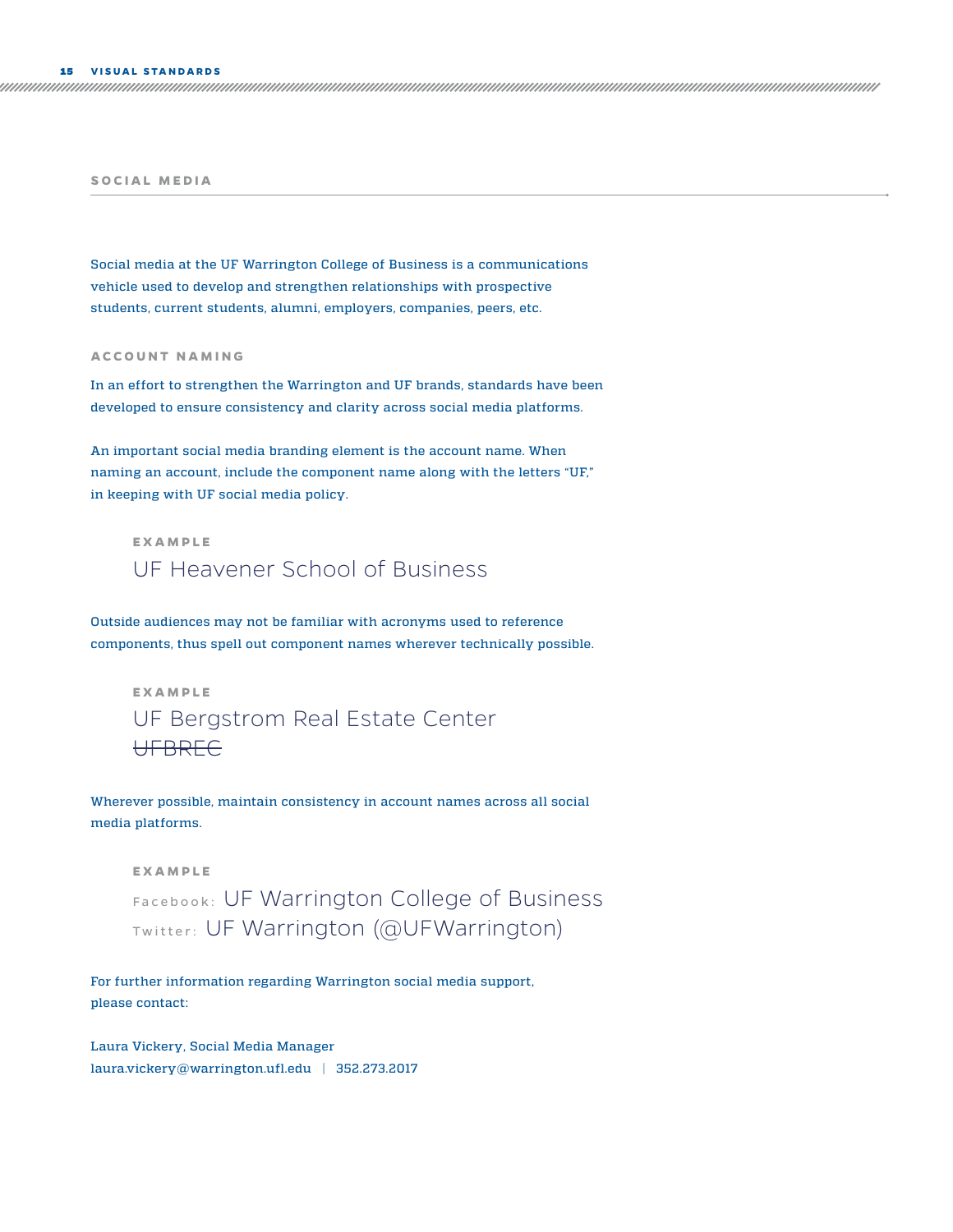## SOCIAL MEDIA

Social media at the UF Warrington College of Business is a communications vehicle used to develop and strengthen relationships with prospective students, current students, alumni, employers, companies, peers, etc.

### ACCOUNT NAMING

In an effort to strengthen the Warrington and UF brands, standards have been developed to ensure consistency and clarity across social media platforms.

An important social media branding element is the account name. When naming an account, include the component name along with the letters "UF," in keeping with UF social media policy.

**EXAMPLE**

UF Heavener School of Business

Outside audiences may not be familiar with acronyms used to reference components, thus spell out component names wherever technically possible.

**EXAMPLE**

UF Bergstrom Real Estate Center

~~UFBREC~~

Wherever possible, maintain consistency in account names across all social media platforms.

**EXAMPLE**

Facebook: UF Warrington College of Business

Twitter: UF Warrington (@UFWarrington)

For further information regarding Warrington social media support, please contact:

Laura Vickery, Social Media Manager
laura.vickery@warrington.ufl.edu | 352.273.2017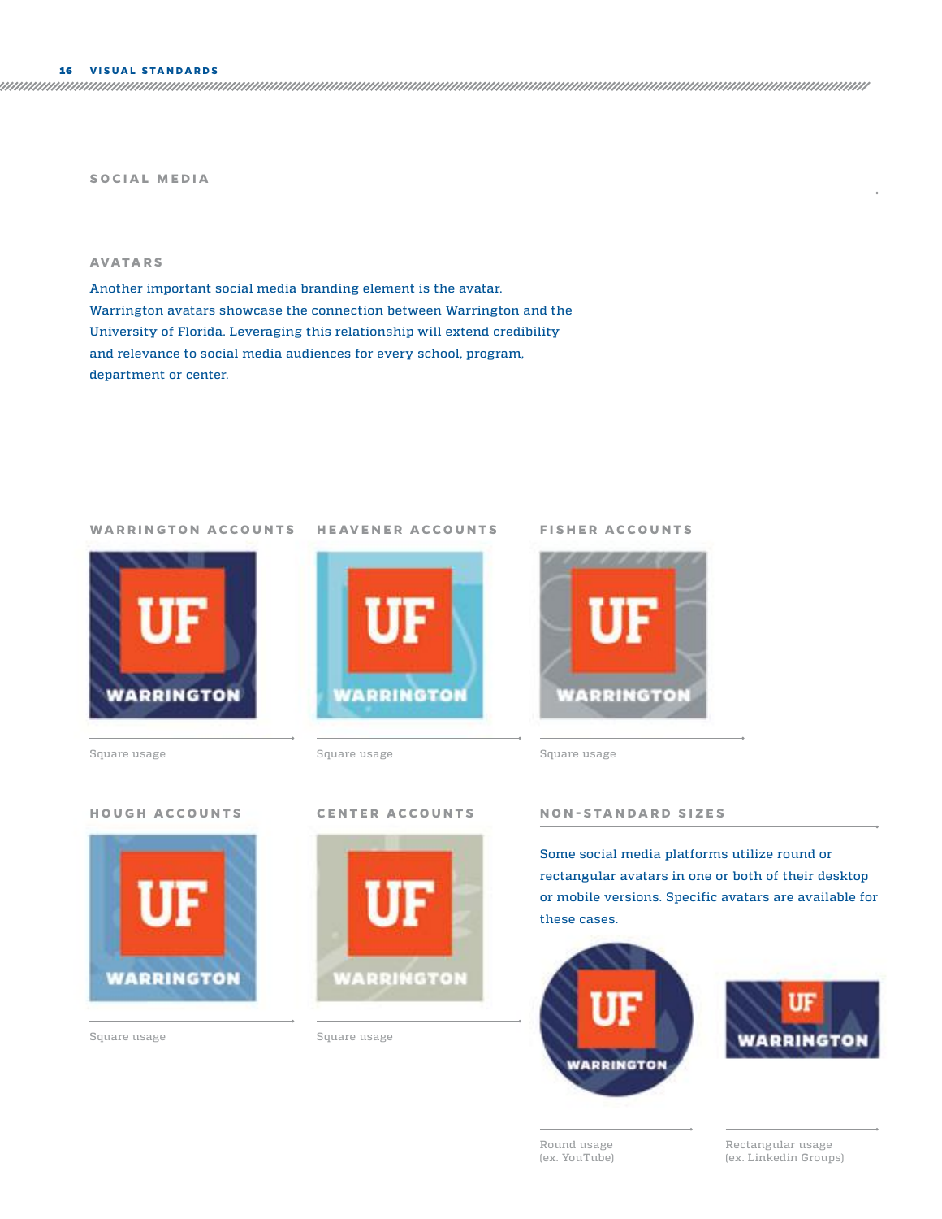## SOCIAL MEDIA

### AVATARS

Another important social media branding element is the avatar. Warrington avatars showcase the connection between Warrington and the University of Florida. Leveraging this relationship will extend credibility and relevance to social media audiences for every school, program, department or center.

#### WARRINGTON ACCOUNTS

Square usage

#### HEAVENER ACCOUNTS

Square usage

#### FISHER ACCOUNTS

Square usage

#### HOUGH ACCOUNTS

Square usage

#### CENTER ACCOUNTS

Square usage

#### NON-STANDARD SIZES

Some social media platforms utilize round or rectangular avatars in one or both of their desktop or mobile versions. Specific avatars are available for these cases.

Round usage
(ex. YouTube)

Rectangular usage
(ex. Linkedin Groups)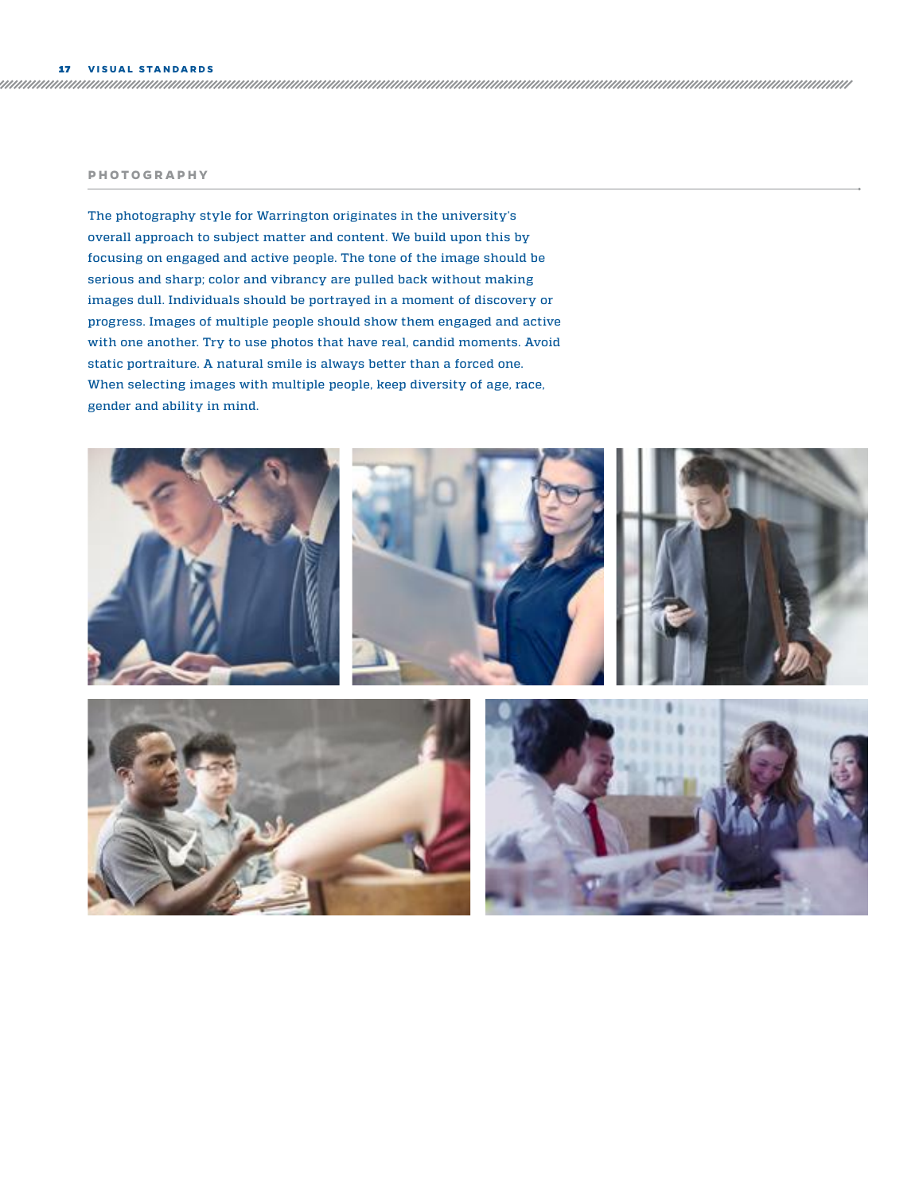## PHOTOGRAPHY

The photography style for Warrington originates in the university's overall approach to subject matter and content. We build upon this by focusing on engaged and active people. The tone of the image should be serious and sharp; color and vibrancy are pulled back without making images dull. Individuals should be portrayed in a moment of discovery or progress. Images of multiple people should show them engaged and active with one another. Try to use photos that have real, candid moments. Avoid static portraiture. A natural smile is always better than a forced one. When selecting images with multiple people, keep diversity of age, race, gender and ability in mind.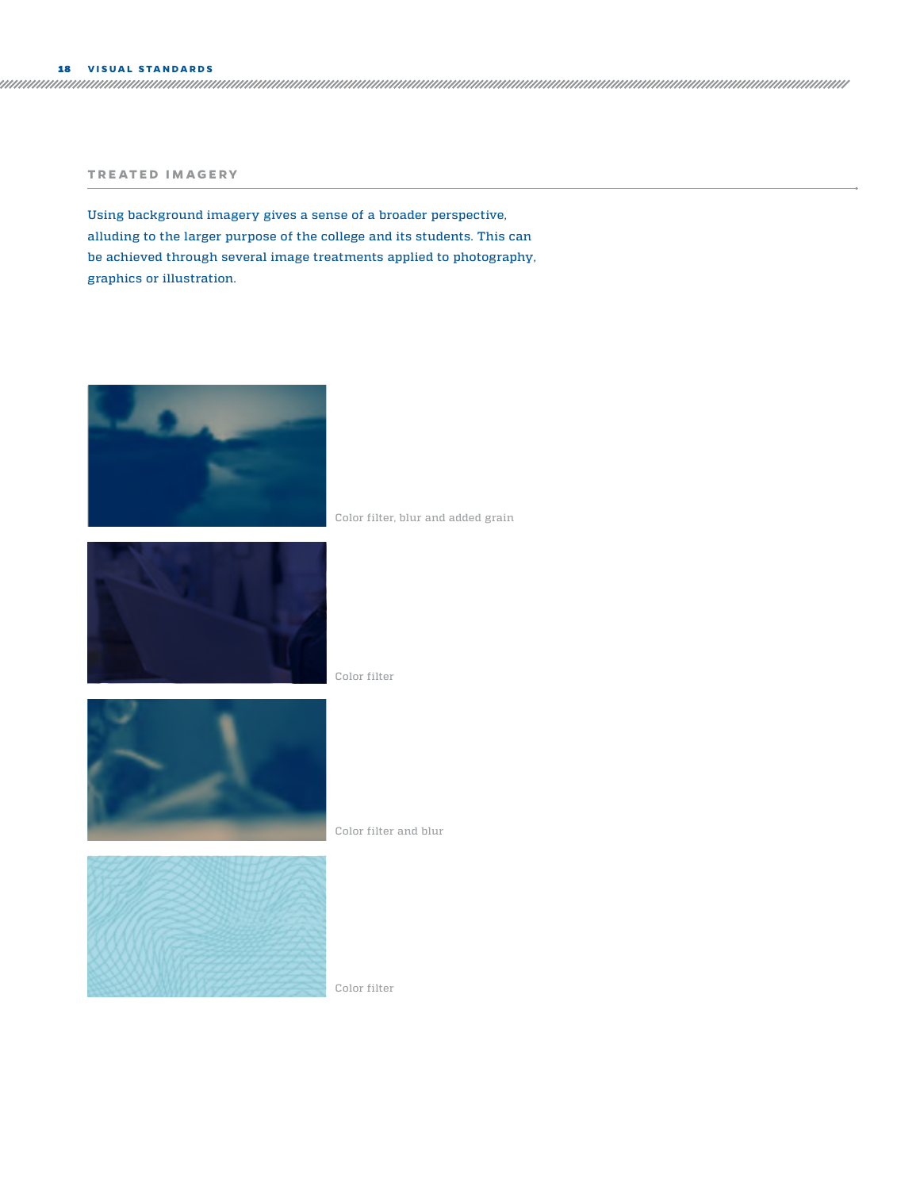## TREATED IMAGERY

Using background imagery gives a sense of a broader perspective, alluding to the larger purpose of the college and its students. This can be achieved through several image treatments applied to photography, graphics or illustration.

Color filter, blur and added grain

Color filter

Color filter and blur

Color filter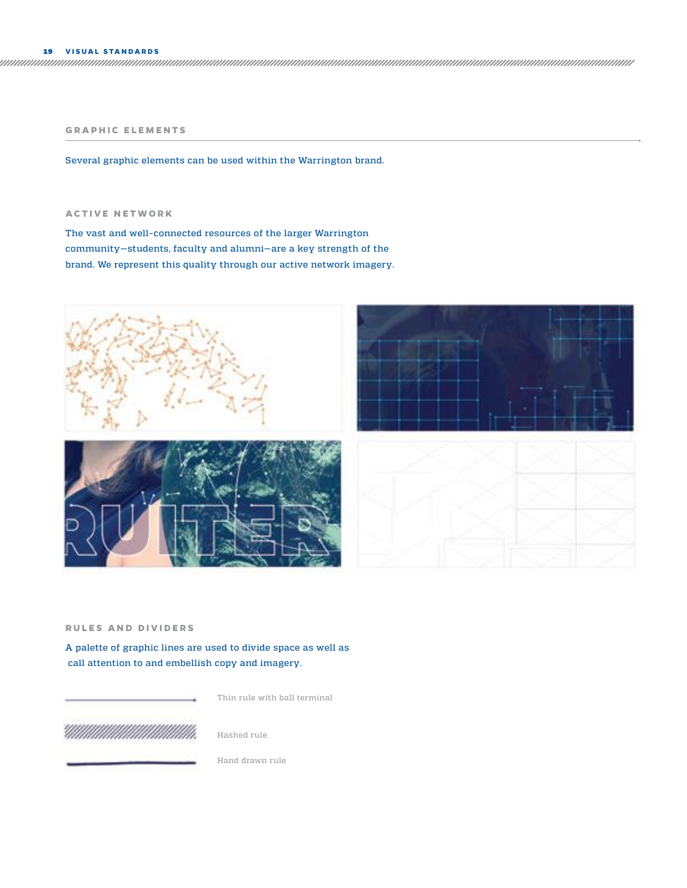## GRAPHIC ELEMENTS

Several graphic elements can be used within the Warrington brand.

### ACTIVE NETWORK

The vast and well-connected resources of the larger Warrington community—students, faculty and alumni—are a key strength of the brand. We represent this quality through our active network imagery.

### RULES AND DIVIDERS

A palette of graphic lines are used to divide space as well as call attention to and embellish copy and imagery.

Thin rule with ball terminal

Hashed rule

Hand drawn rule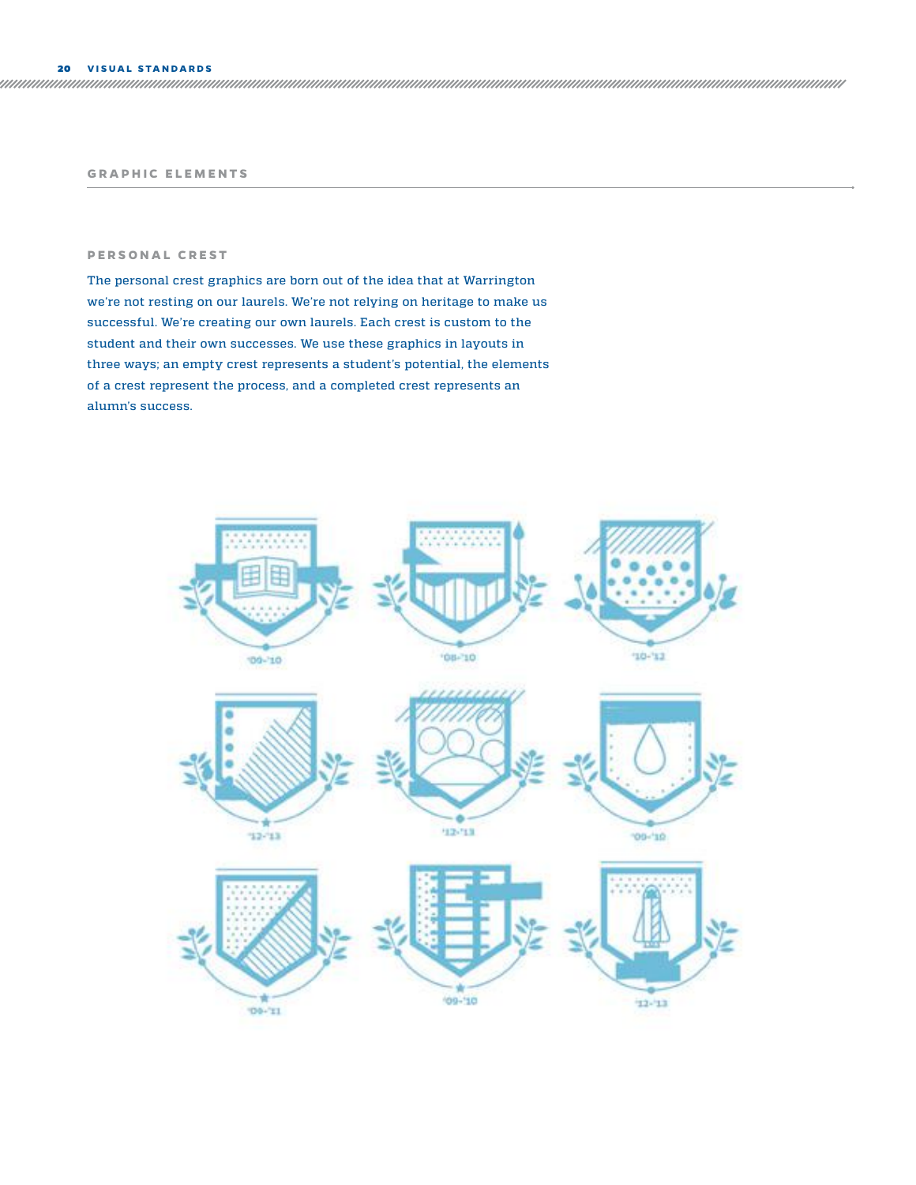## GRAPHIC ELEMENTS

### PERSONAL CREST

The personal crest graphics are born out of the idea that at Warrington we're not resting on our laurels. We're not relying on heritage to make us successful. We're creating our own laurels. Each crest is custom to the student and their own successes. We use these graphics in layouts in three ways; an empty crest represents a student's potential, the elements of a crest represent the process, and a completed crest represents an alumn's success.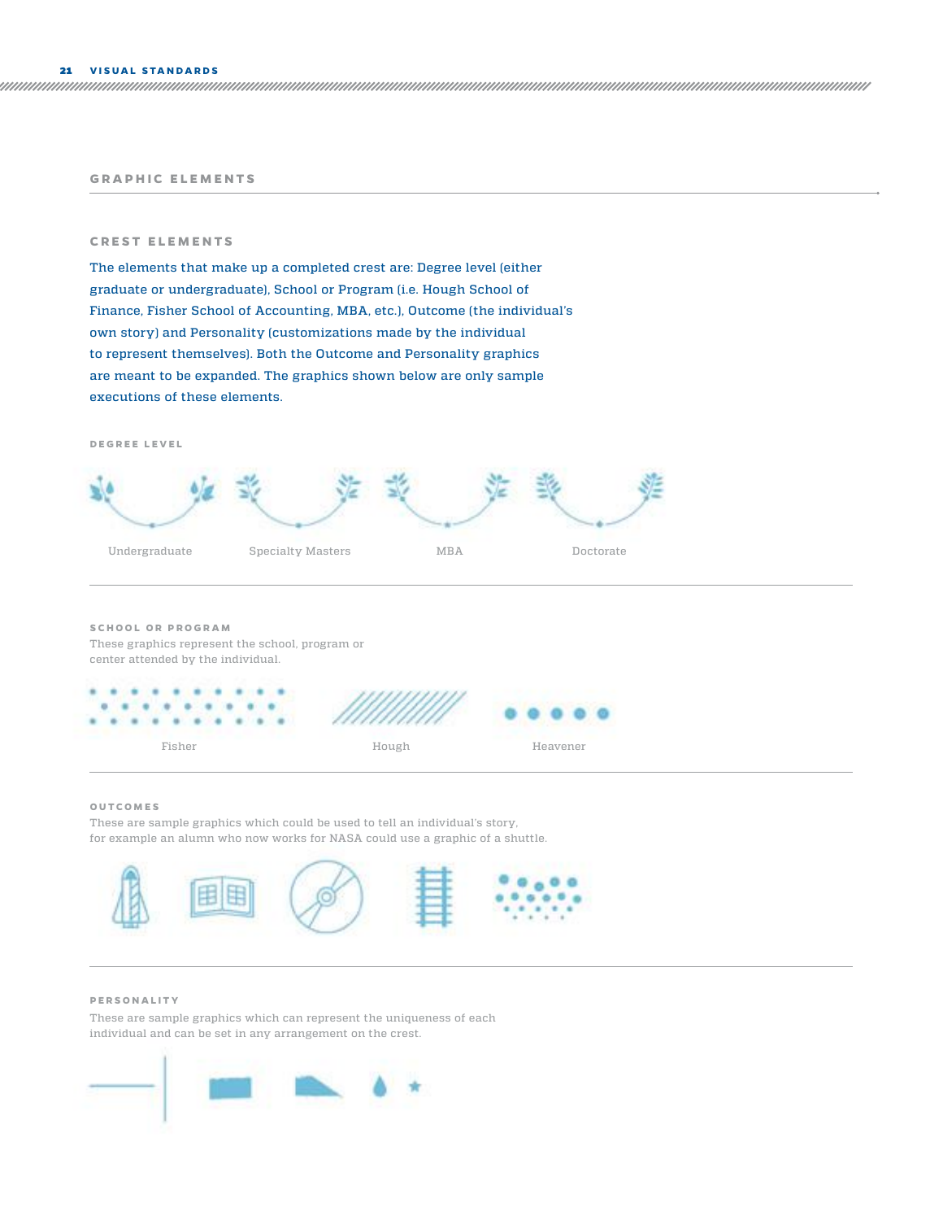## GRAPHIC ELEMENTS

### CREST ELEMENTS

The elements that make up a completed crest are: Degree level (either graduate or undergraduate), School or Program (i.e. Hough School of Finance, Fisher School of Accounting, MBA, etc.), Outcome (the individual's own story) and Personality (customizations made by the individual to represent themselves). Both the Outcome and Personality graphics are meant to be expanded. The graphics shown below are only sample executions of these elements.

#### DEGREE LEVEL

Undergraduate

Specialty Masters

MBA

Doctorate

#### SCHOOL OR PROGRAM

These graphics represent the school, program or center attended by the individual.

Fisher

Hough

Heavener

#### OUTCOMES

These are sample graphics which could be used to tell an individual's story, for example an alumn who now works for NASA could use a graphic of a shuttle.

#### PERSONALITY

These are sample graphics which can represent the uniqueness of each individual and can be set in any arrangement on the crest.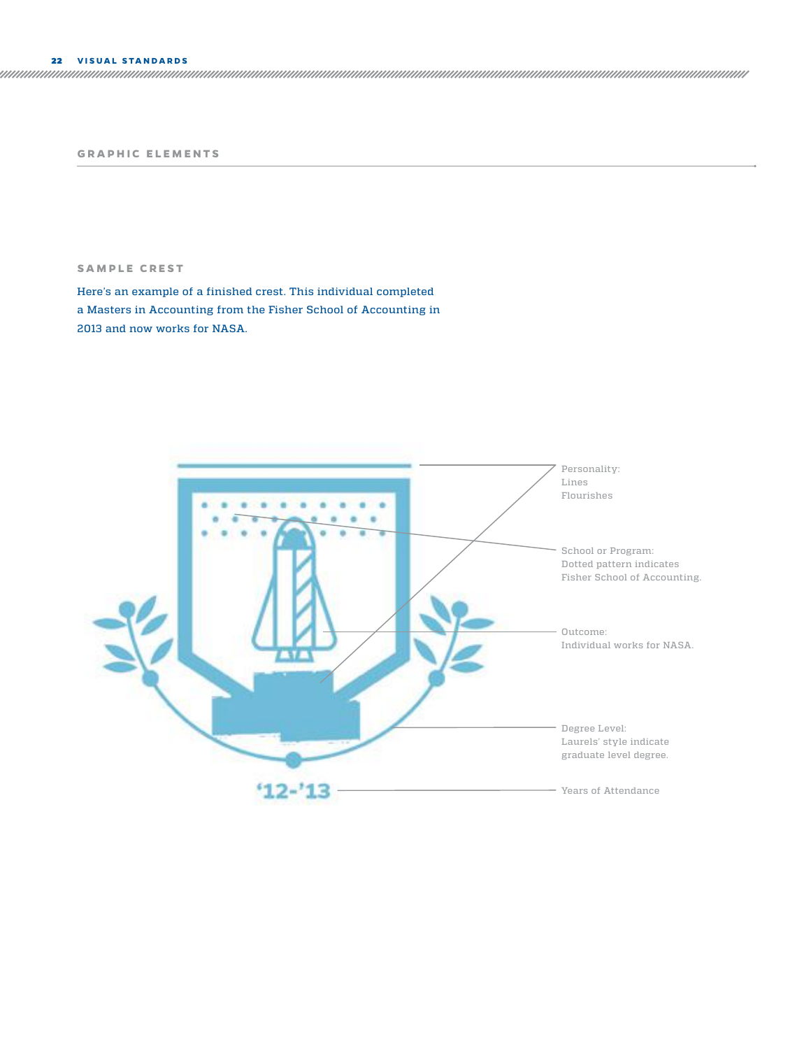## GRAPHIC ELEMENTS

### SAMPLE CREST

Here's an example of a finished crest. This individual completed a Masters in Accounting from the Fisher School of Accounting in 2013 and now works for NASA.

'12-'13

Personality:
Lines
Flourishes

School or Program:
Dotted pattern indicates
Fisher School of Accounting.

Outcome:
Individual works for NASA.

Degree Level:
Laurels' style indicate
graduate level degree.

Years of Attendance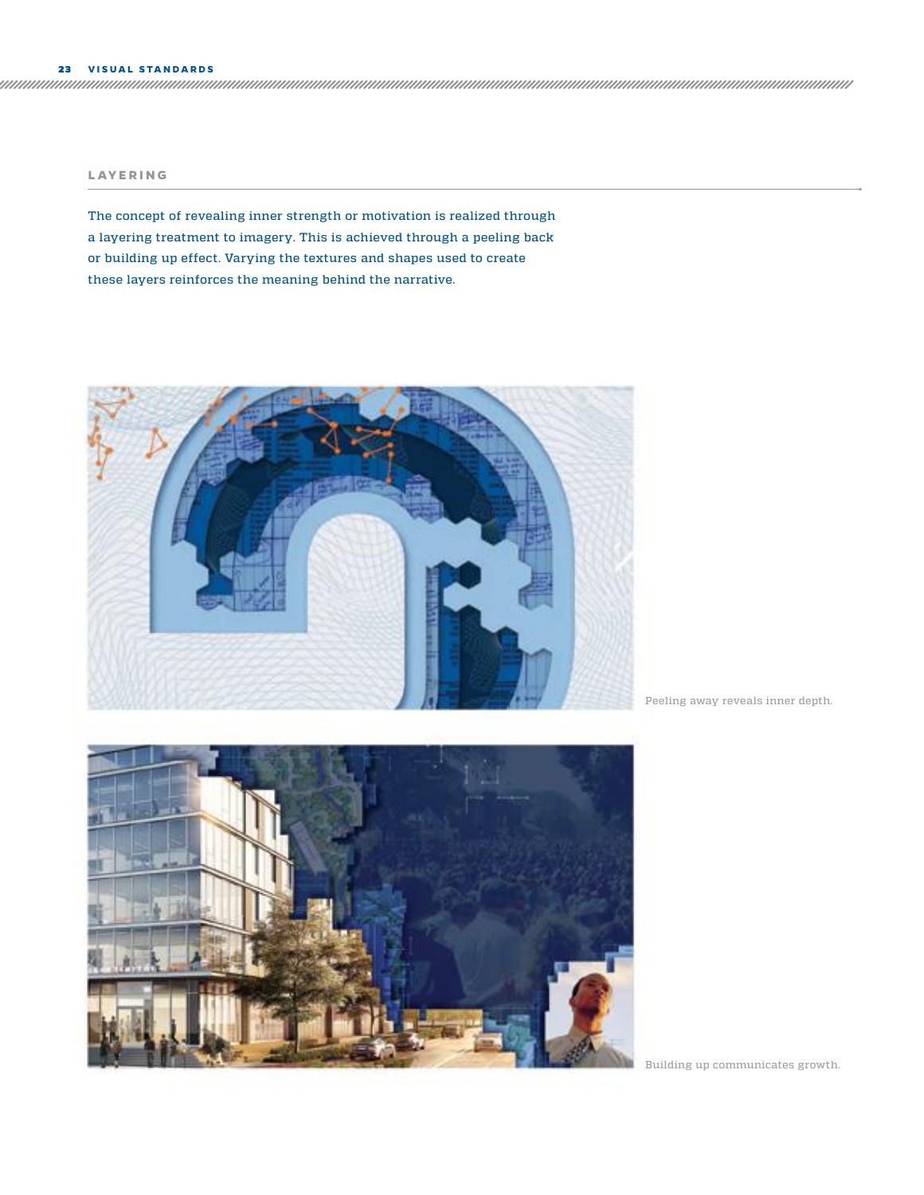## LAYERING

The concept of revealing inner strength or motivation is realized through a layering treatment to imagery. This is achieved through a peeling back or building up effect. Varying the textures and shapes used to create these layers reinforces the meaning behind the narrative.

Peeling away reveals inner depth.

Building up communicates growth.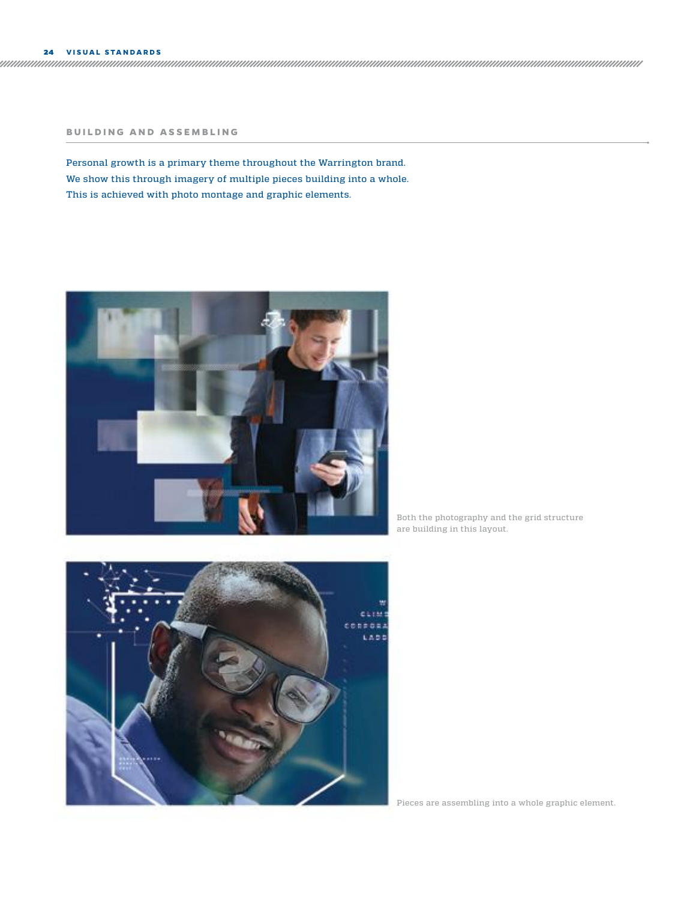## BUILDING AND ASSEMBLING

Personal growth is a primary theme throughout the Warrington brand. We show this through imagery of multiple pieces building into a whole. This is achieved with photo montage and graphic elements.

Both the photography and the grid structure are building in this layout.

Pieces are assembling into a whole graphic element.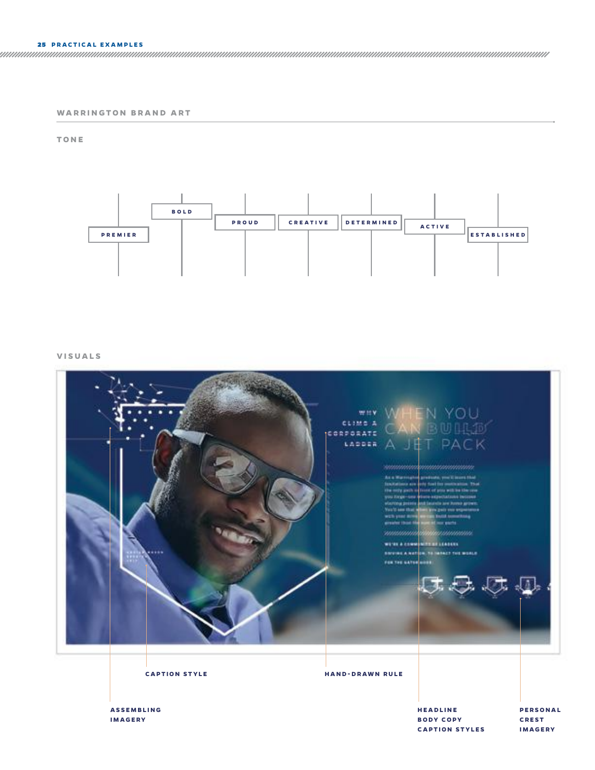## WARRINGTON BRAND ART

### TONE

PREMIER

BOLD

PROUD

CREATIVE

DETERMINED

ACTIVE

ESTABLISHED

### VISUALS

CAPTION STYLE

HAND-DRAWN RULE

ASSEMBLING IMAGERY

HEADLINE
BODY COPY
CAPTION STYLES

PERSONAL CREST IMAGERY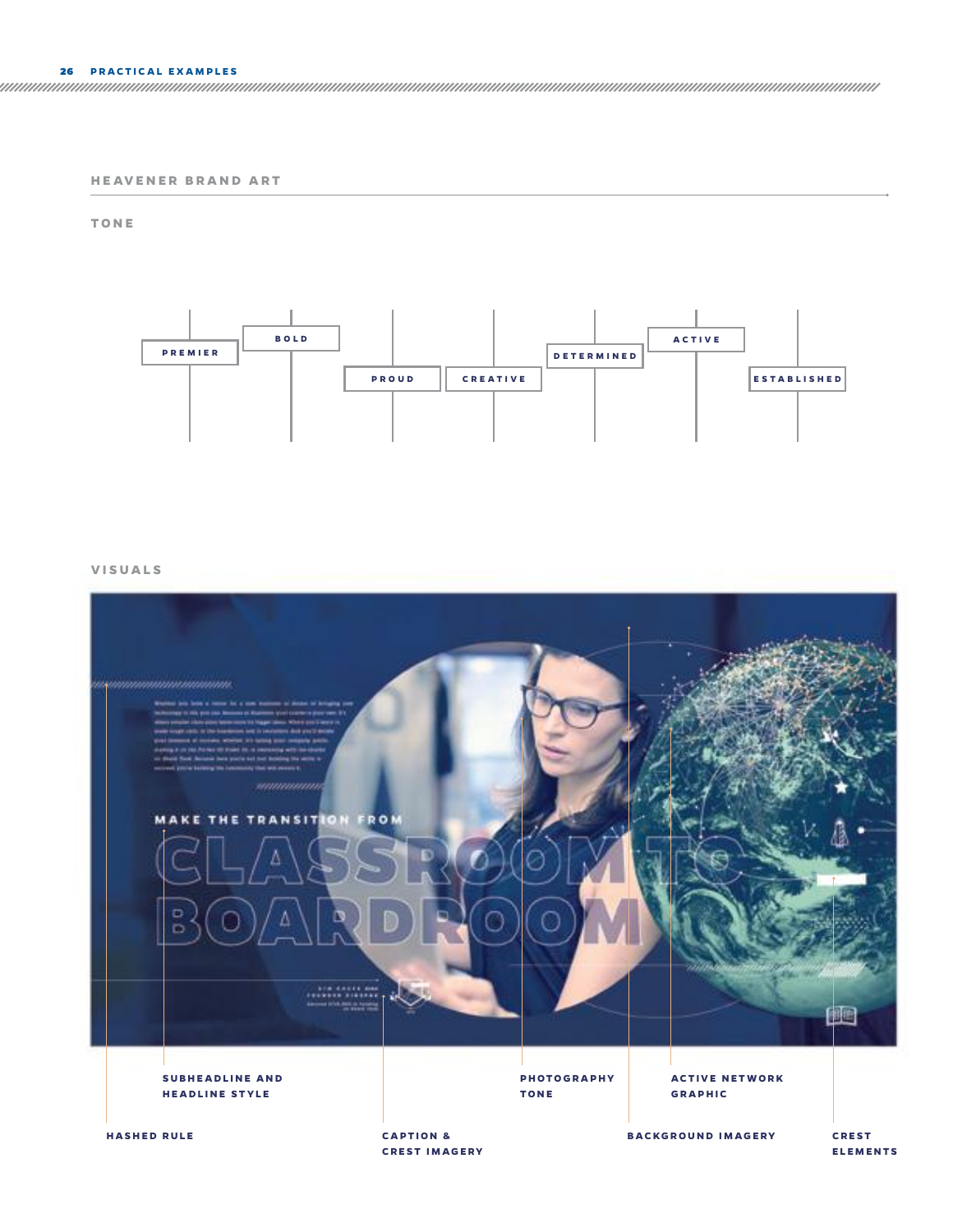HEAVENER BRAND ART

TONE

PREMIER

BOLD

PROUD

CREATIVE

DETERMINED

ACTIVE

ESTABLISHED

VISUALS

MAKE THE TRANSITION FROM

CLASSROOM TO BOARDROOM

SUBHEADLINE AND HEADLINE STYLE

PHOTOGRAPHY TONE

ACTIVE NETWORK GRAPHIC

HASHED RULE

CAPTION & CREST IMAGERY

BACKGROUND IMAGERY

CREST ELEMENTS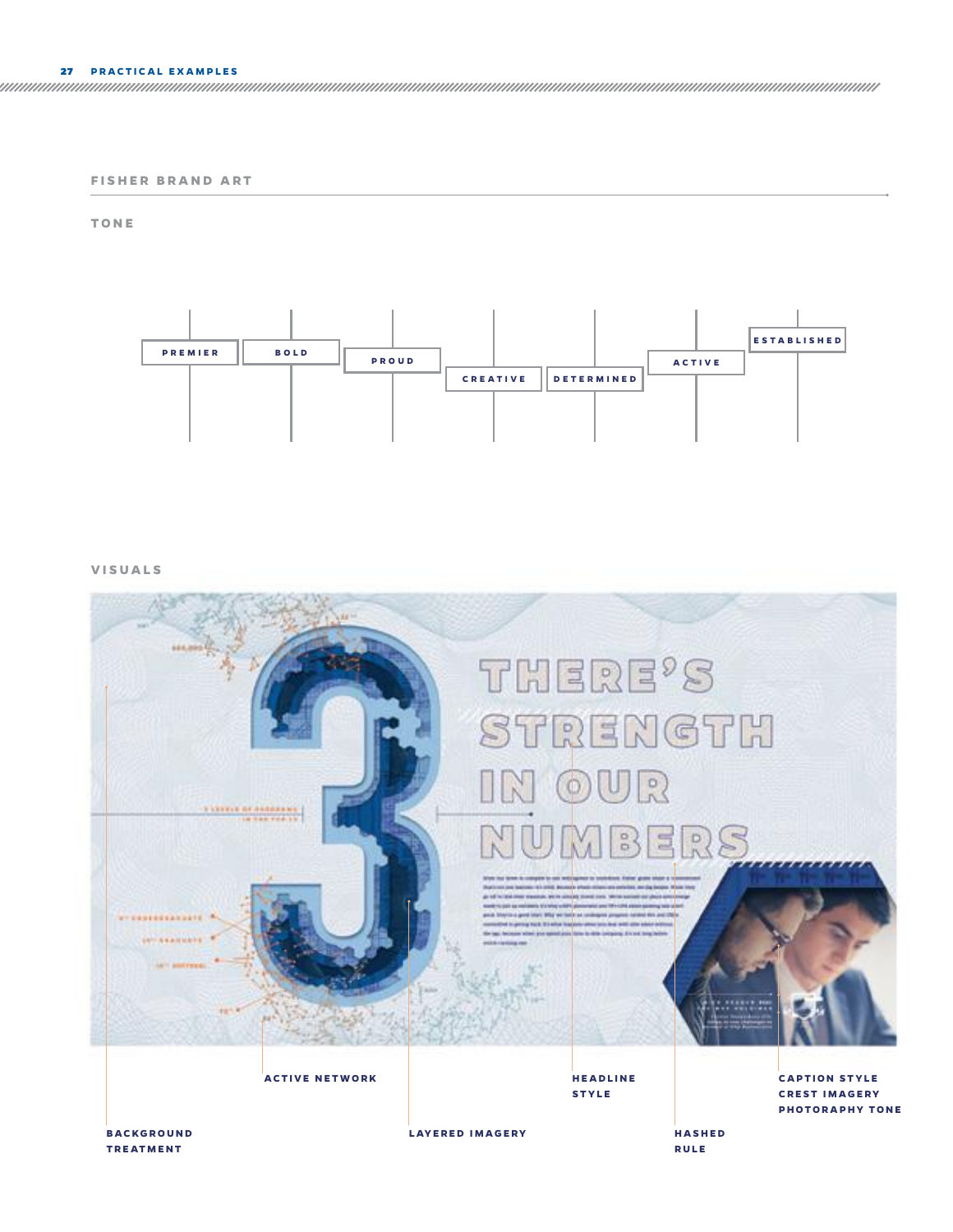## FISHER BRAND ART

### TONE

PREMIER

BOLD

PROUD

CREATIVE

DETERMINED

ACTIVE

ESTABLISHED

### VISUALS

THERE'S STRENGTH IN OUR NUMBERS

BACKGROUND TREATMENT

ACTIVE NETWORK

LAYERED IMAGERY

HEADLINE STYLE

HASHED RULE

CAPTION STYLE
CREST IMAGERY
PHOTOGRAPHY TONE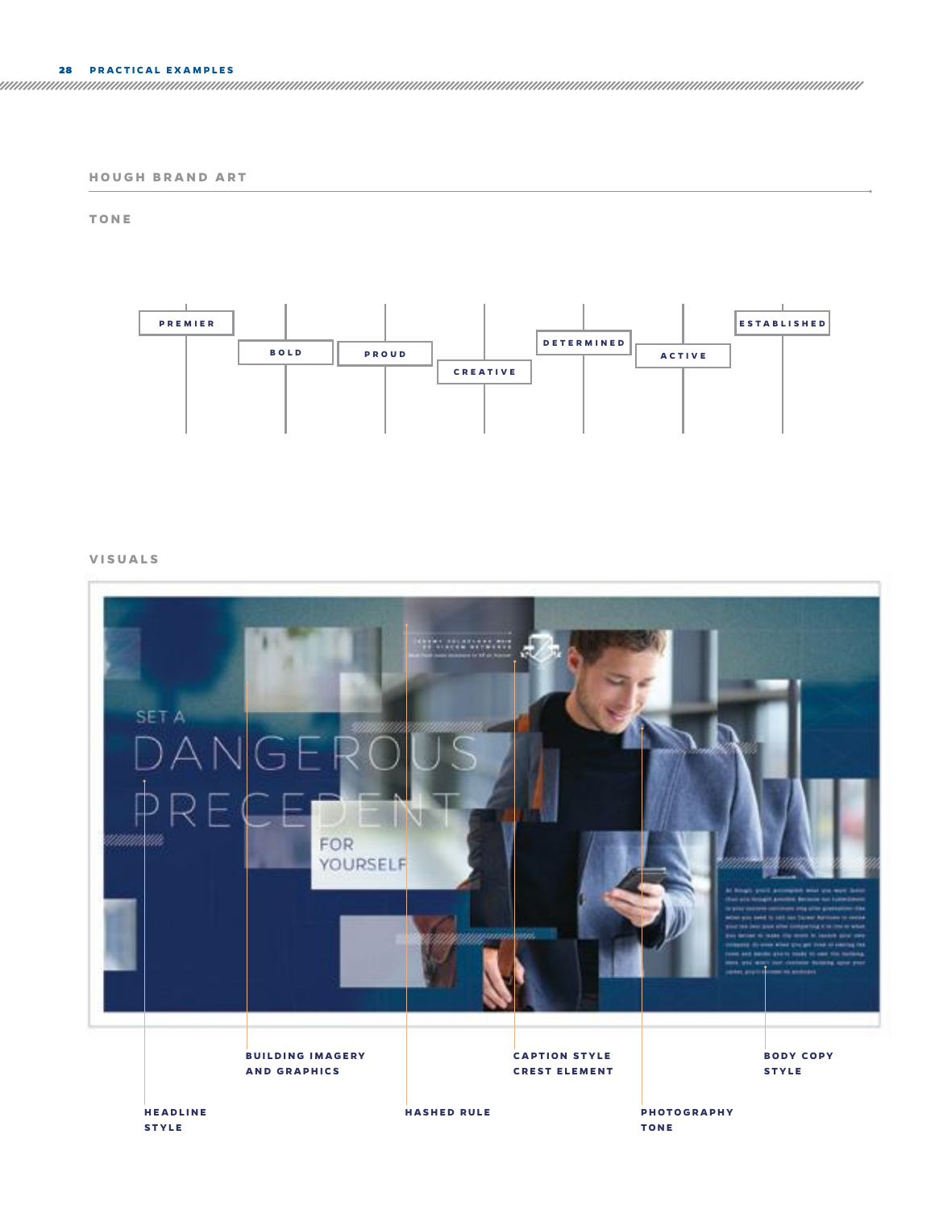## HOUGH BRAND ART

### TONE

PREMIER

BOLD

PROUD

CREATIVE

DETERMINED

ACTIVE

ESTABLISHED

### VISUALS

SET A DANGEROUS PRECEDENT FOR YOURSELF

HEADLINE STYLE

BUILDING IMAGERY AND GRAPHICS

HASHED RULE

CAPTION STYLE CREST ELEMENT

PHOTOGRAPHY TONE

BODY COPY STYLE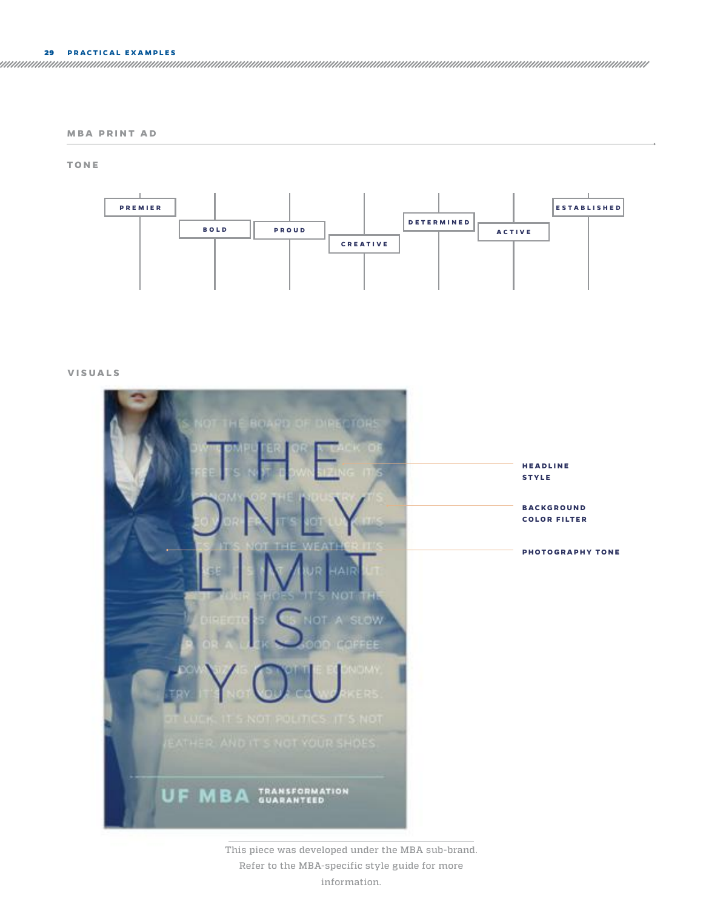## MBA PRINT AD

### TONE

PREMIER

BOLD

PROUD

CREATIVE

DETERMINED

ACTIVE

ESTABLISHED

### VISUALS

HEADLINE STYLE

BACKGROUND COLOR FILTER

PHOTOGRAPHY TONE

This piece was developed under the MBA sub-brand. Refer to the MBA-specific style guide for more information.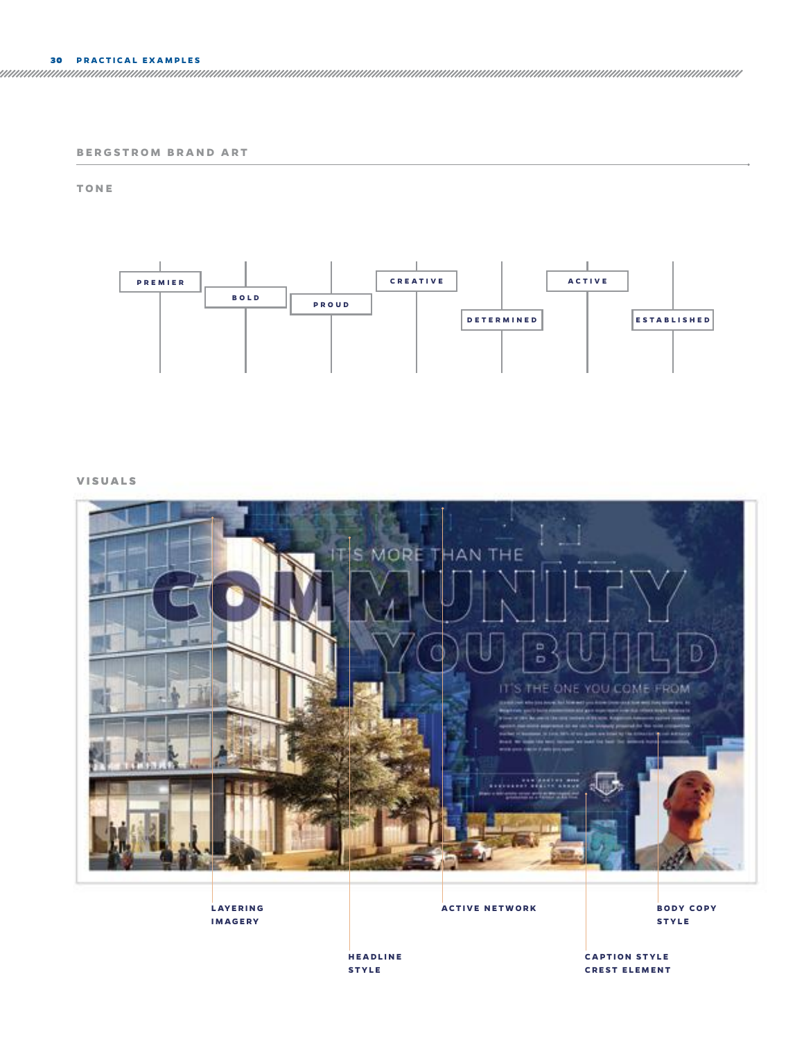## BERGSTROM BRAND ART

### TONE

PREMIER

BOLD

PROUD

CREATIVE

DETERMINED

ACTIVE

ESTABLISHED

### VISUALS

LAYERING IMAGERY

HEADLINE STYLE

ACTIVE NETWORK

CAPTION STYLE CREST ELEMENT

BODY COPY STYLE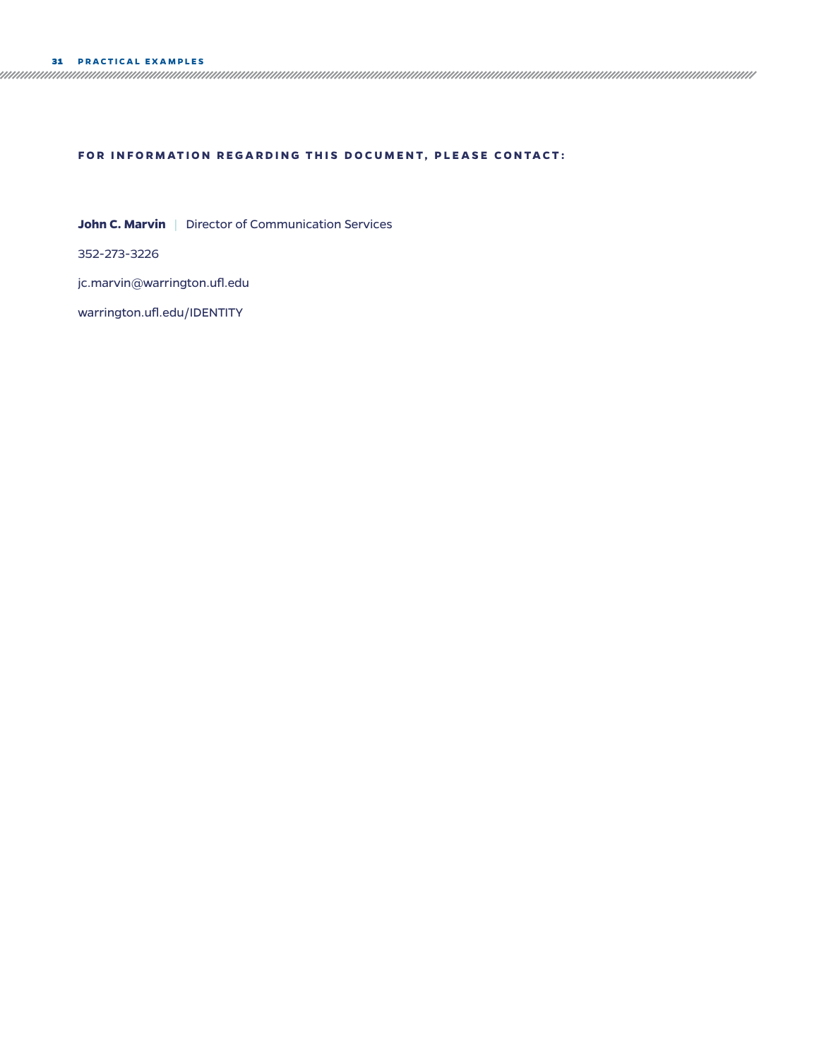#### FOR INFORMATION REGARDING THIS DOCUMENT, PLEASE CONTACT:

**John C. Marvin** | Director of Communication Services

352-273-3226

jc.marvin@warrington.ufl.edu

warrington.ufl.edu/IDENTITY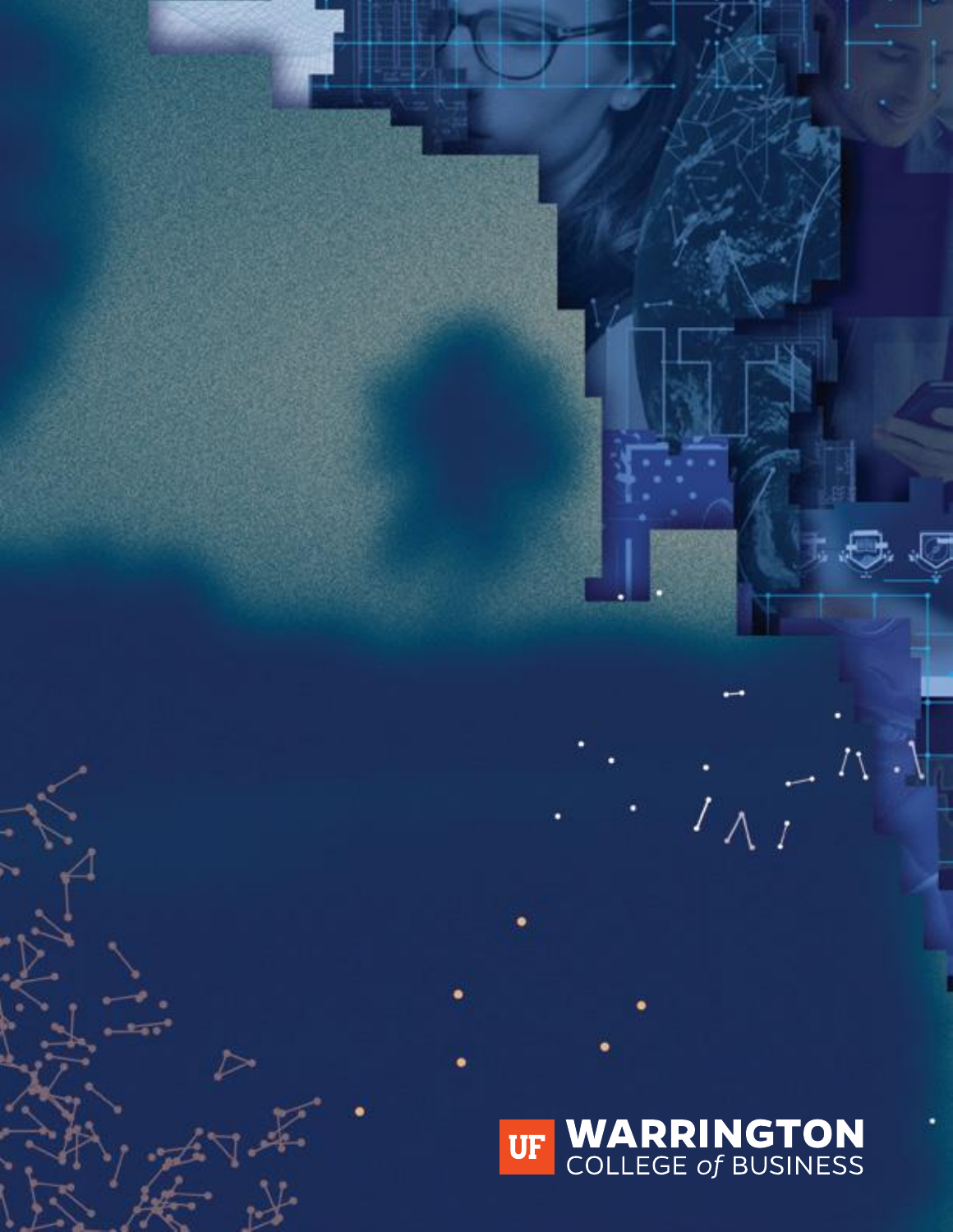UF WARRINGTON COLLEGE of BUSINESS